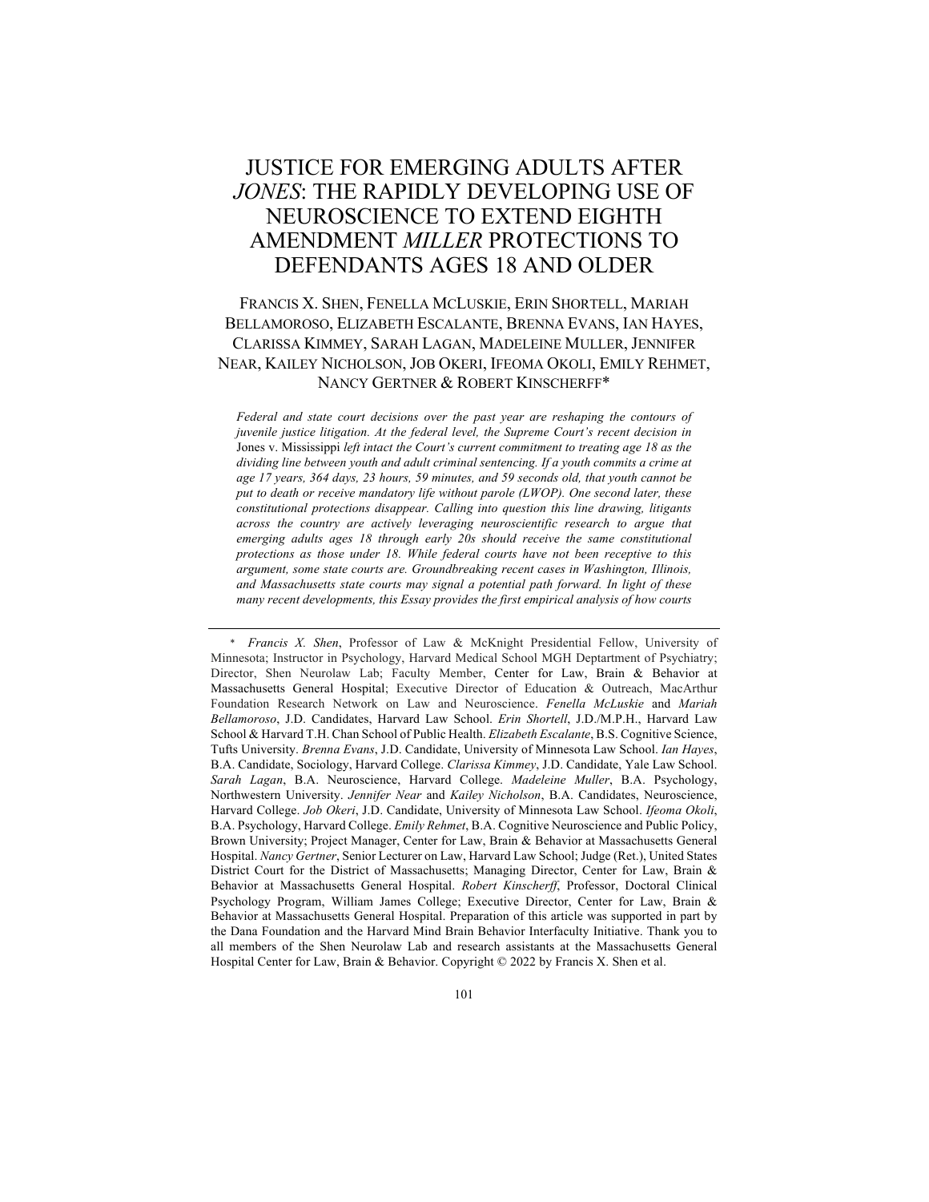# JUSTICE FOR EMERGING ADULTS AFTER *JONES*: THE RAPIDLY DEVELOPING USE OF NEUROSCIENCE TO EXTEND EIGHTH AMENDMENT *MILLER* PROTECTIONS TO DEFENDANTS AGES 18 AND OLDER

FRANCIS X. SHEN, FENELLA MCLUSKIE, ERIN SHORTELL, MARIAH BELLAMOROSO, ELIZABETH ESCALANTE, BRENNA EVANS, IAN HAYES, CLARISSA KIMMEY, SARAH LAGAN, MADELEINE MULLER, JENNIFER NEAR, KAILEY NICHOLSON, JOB OKERI, IFEOMA OKOLI, EMILY REHMET, NANCY GERTNER & ROBERT KINSCHERFF*

*Federal and state court decisions over the past year are reshaping the contours of juvenile justice litigation. At the federal level, the Supreme Court's recent decision in* Jones v. Mississippi *left intact the Court's current commitment to treating age 18 as the dividing line between youth and adult criminal sentencing. If a youth commits a crime at age 17 years, 364 days, 23 hours, 59 minutes, and 59 seconds old, that youth cannot be put to death or receive mandatory life without parole (LWOP). One second later, these constitutional protections disappear. Calling into question this line drawing, litigants across the country are actively leveraging neuroscientific research to argue that emerging adults ages 18 through early 20s should receive the same constitutional protections as those under 18. While federal courts have not been receptive to this argument, some state courts are. Groundbreaking recent cases in Washington, Illinois, and Massachusetts state courts may signal a potential path forward. In light of these many recent developments, this Essay provides the first empirical analysis of how courts*

---

\* *Francis X. Shen*, Professor of Law & McKnight Presidential Fellow, University of Minnesota; Instructor in Psychology, Harvard Medical School MGH Deptartment of Psychiatry; Director, Shen Neurolaw Lab; Faculty Member, Center for Law, Brain & Behavior at Massachusetts General Hospital; Executive Director of Education & Outreach, MacArthur Foundation Research Network on Law and Neuroscience. *Fenella McLuskie* and *Mariah Bellamoroso*, J.D. Candidates, Harvard Law School. *Erin Shortell*, J.D./M.P.H., Harvard Law School & Harvard T.H. Chan School of Public Health. *Elizabeth Escalante*, B.S. Cognitive Science, Tufts University. *Brenna Evans*, J.D. Candidate, University of Minnesota Law School. *Ian Hayes*, B.A. Candidate, Sociology, Harvard College. *Clarissa Kimmey*, J.D. Candidate, Yale Law School. *Sarah Lagan*, B.A. Neuroscience, Harvard College. *Madeleine Muller*, B.A. Psychology, Northwestern University. *Jennifer Near* and *Kailey Nicholson*, B.A. Candidates, Neuroscience, Harvard College. *Job Okeri*, J.D. Candidate, University of Minnesota Law School. *Ifeoma Okoli*, B.A. Psychology, Harvard College. *Emily Rehmet*, B.A. Cognitive Neuroscience and Public Policy, Brown University; Project Manager, Center for Law, Brain & Behavior at Massachusetts General Hospital. *Nancy Gertner*, Senior Lecturer on Law, Harvard Law School; Judge (Ret.), United States District Court for the District of Massachusetts; Managing Director, Center for Law, Brain & Behavior at Massachusetts General Hospital. *Robert Kinscherff*, Professor, Doctoral Clinical Psychology Program, William James College; Executive Director, Center for Law, Brain & Behavior at Massachusetts General Hospital. Preparation of this article was supported in part by the Dana Foundation and the Harvard Mind Brain Behavior Interfaculty Initiative. Thank you to all members of the Shen Neurolaw Lab and research assistants at the Massachusetts General Hospital Center for Law, Brain & Behavior. Copyright © 2022 by Francis X. Shen et al.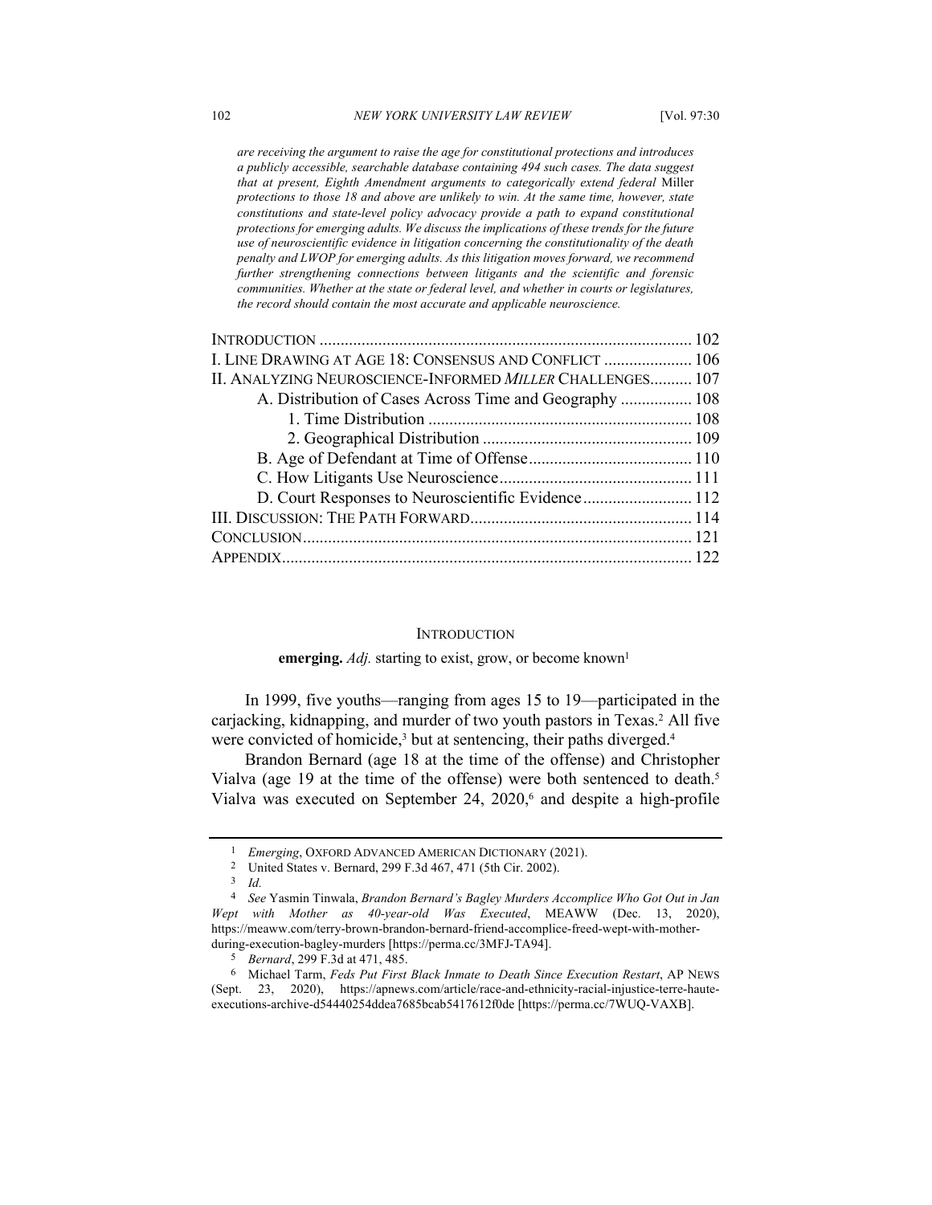*are receiving the argument to raise the age for constitutional protections and introduces a publicly accessible, searchable database containing 494 such cases. The data suggest that at present, Eighth Amendment arguments to categorically extend federal* Miller *protections to those 18 and above are unlikely to win. At the same time, however, state constitutions and state-level policy advocacy provide a path to expand constitutional protections for emerging adults. We discuss the implications of these trends for the future use of neuroscientific evidence in litigation concerning the constitutionality of the death penalty and LWOP for emerging adults. As this litigation moves forward, we recommend further strengthening connections between litigants and the scientific and forensic communities. Whether at the state or federal level, and whether in courts or legislatures, the record should contain the most accurate and applicable neuroscience.*

- Introduction .... 102
- I. Line Drawing at Age 18: Consensus and Conflict .... 106
- II. Analyzing Neuroscience-Informed *Miller* Challenges .... 107
  - A. Distribution of Cases Across Time and Geography .... 108
    - 1. Time Distribution .... 108
    - 2. Geographical Distribution .... 109
  - B. Age of Defendant at Time of Offense .... 110
  - C. How Litigants Use Neuroscience .... 111
  - D. Court Responses to Neuroscientific Evidence .... 112
- III. Discussion: The Path Forward .... 114
- Conclusion .... 121
- Appendix .... 122

## Introduction

**emerging.** *Adj.* starting to exist, grow, or become known[1]

In 1999, five youths—ranging from ages 15 to 19—participated in the carjacking, kidnapping, and murder of two youth pastors in Texas.[2] All five were convicted of homicide,[3] but at sentencing, their paths diverged.[4]

Brandon Bernard (age 18 at the time of the offense) and Christopher Vialva (age 19 at the time of the offense) were both sentenced to death.[5] Vialva was executed on September 24, 2020,[6] and despite a high-profile

---

[1] *Emerging*, Oxford Advanced American Dictionary (2021).

[2] United States v. Bernard, 299 F.3d 467, 471 (5th Cir. 2002).

[3] *Id.*

[4] *See* Yasmin Tinwala, *Brandon Bernard's Bagley Murders Accomplice Who Got Out in Jan Wept with Mother as 40-year-old Was Executed*, MEAWW (Dec. 13, 2020), https://meaww.com/terry-brown-brandon-bernard-friend-accomplice-freed-wept-with-mother-during-execution-bagley-murders [https://perma.cc/3MFJ-TA94].

[5] *Bernard*, 299 F.3d at 471, 485.

[6] Michael Tarm, *Feds Put First Black Inmate to Death Since Execution Restart*, AP News (Sept. 23, 2020), https://apnews.com/article/race-and-ethnicity-racial-injustice-terre-haute-executions-archive-d54440254ddea7685bcab5417612f0de [https://perma.cc/7WUQ-VAXB].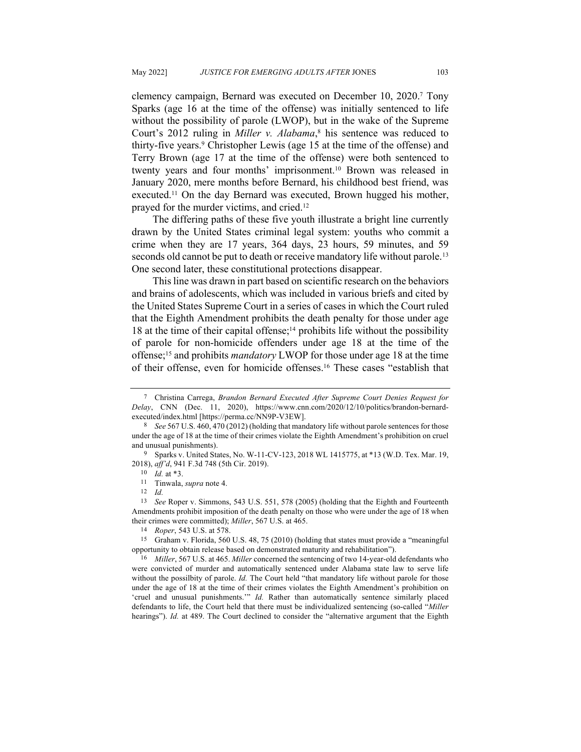clemency campaign, Bernard was executed on December 10, 2020.[7] Tony Sparks (age 16 at the time of the offense) was initially sentenced to life without the possibility of parole (LWOP), but in the wake of the Supreme Court's 2012 ruling in *Miller v. Alabama*,[8] his sentence was reduced to thirty-five years.[9] Christopher Lewis (age 15 at the time of the offense) and Terry Brown (age 17 at the time of the offense) were both sentenced to twenty years and four months' imprisonment.[10] Brown was released in January 2020, mere months before Bernard, his childhood best friend, was executed.[11] On the day Bernard was executed, Brown hugged his mother, prayed for the murder victims, and cried.[12]

The differing paths of these five youth illustrate a bright line currently drawn by the United States criminal legal system: youths who commit a crime when they are 17 years, 364 days, 23 hours, 59 minutes, and 59 seconds old cannot be put to death or receive mandatory life without parole.[13] One second later, these constitutional protections disappear.

This line was drawn in part based on scientific research on the behaviors and brains of adolescents, which was included in various briefs and cited by the United States Supreme Court in a series of cases in which the Court ruled that the Eighth Amendment prohibits the death penalty for those under age 18 at the time of their capital offense;[14] prohibits life without the possibility of parole for non-homicide offenders under age 18 at the time of the offense;[15] and prohibits *mandatory* LWOP for those under age 18 at the time of their offense, even for homicide offenses.[16] These cases "establish that

---

[7] Christina Carrega, *Brandon Bernard Executed After Supreme Court Denies Request for Delay*, CNN (Dec. 11, 2020), https://www.cnn.com/2020/12/10/politics/brandon-bernard-executed/index.html [https://perma.cc/NN9P-V3EW].

[8] *See* 567 U.S. 460, 470 (2012) (holding that mandatory life without parole sentences for those under the age of 18 at the time of their crimes violate the Eighth Amendment's prohibition on cruel and unusual punishments).

[9] Sparks v. United States, No. W-11-CV-123, 2018 WL 1415775, at *13 (W.D. Tex. Mar. 19, 2018), *aff'd*, 941 F.3d 748 (5th Cir. 2019).

[10] *Id.* at *3.

[11] Tinwala, *supra* note 4.

[12] *Id.*

[13] *See* Roper v. Simmons, 543 U.S. 551, 578 (2005) (holding that the Eighth and Fourteenth Amendments prohibit imposition of the death penalty on those who were under the age of 18 when their crimes were committed); *Miller*, 567 U.S. at 465.

[14] *Roper*, 543 U.S. at 578.

[15] Graham v. Florida, 560 U.S. 48, 75 (2010) (holding that states must provide a "meaningful opportunity to obtain release based on demonstrated maturity and rehabilitation").

[16] *Miller*, 567 U.S. at 465. *Miller* concerned the sentencing of two 14-year-old defendants who were convicted of murder and automatically sentenced under Alabama state law to serve life without the possilbity of parole. *Id.* The Court held "that mandatory life without parole for those under the age of 18 at the time of their crimes violates the Eighth Amendment's prohibition on 'cruel and unusual punishments.'" *Id.* Rather than automatically sentence similarly placed defendants to life, the Court held that there must be individualized sentencing (so-called "*Miller* hearings"). *Id.* at 489. The Court declined to consider the "alternative argument that the Eighth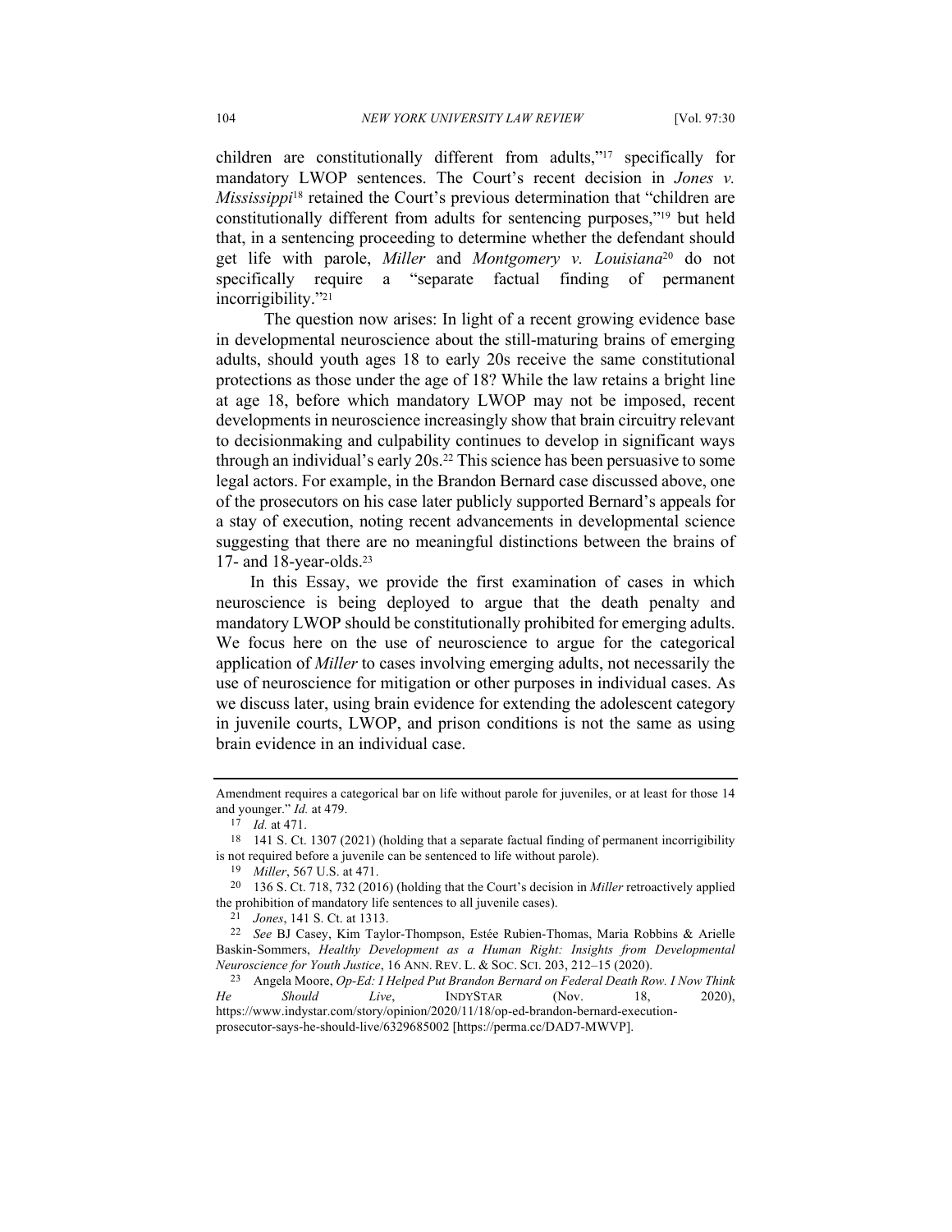children are constitutionally different from adults,"[17] specifically for mandatory LWOP sentences. The Court's recent decision in *Jones v. Mississippi*[18] retained the Court's previous determination that "children are constitutionally different from adults for sentencing purposes,"[19] but held that, in a sentencing proceeding to determine whether the defendant should get life with parole, *Miller* and *Montgomery v. Louisiana*[20] do not specifically require a "separate factual finding of permanent incorrigibility."[21]

The question now arises: In light of a recent growing evidence base in developmental neuroscience about the still-maturing brains of emerging adults, should youth ages 18 to early 20s receive the same constitutional protections as those under the age of 18? While the law retains a bright line at age 18, before which mandatory LWOP may not be imposed, recent developments in neuroscience increasingly show that brain circuitry relevant to decisionmaking and culpability continue to develop in significant ways through an individual's early 20s.[22] This science has been persuasive to some legal actors. For example, in the Brandon Bernard case discussed above, one of the prosecutors on his case later publicly supported Bernard's appeals for a stay of execution, noting recent advancements in developmental science suggesting that there are no meaningful distinctions between the brains of 17- and 18-year-olds.[23]

In this Essay, we provide the first examination of cases in which neuroscience is being deployed to argue that the death penalty and mandatory LWOP should be constitutionally prohibited for emerging adults. We focus here on the use of neuroscience to argue for the categorical application of *Miller* to cases involving emerging adults, not necessarily the use of neuroscience for mitigation or other purposes in individual cases. As we discuss later, using brain evidence for extending the adolescent category in juvenile courts, LWOP, and prison conditions is not the same as using brain evidence in an individual case.

---

Amendment requires a categorical bar on life without parole for juveniles, or at least for those 14 and younger." *Id.* at 479.

[17] *Id.* at 471.

[18] 141 S. Ct. 1307 (2021) (holding that a separate factual finding of permanent incorrigibility is not required before a juvenile can be sentenced to life without parole).

[19] *Miller*, 567 U.S. at 471.

[20] 136 S. Ct. 718, 732 (2016) (holding that the Court's decision in *Miller* retroactively applied the prohibition of mandatory life sentences to all juvenile cases).

[21] *Jones*, 141 S. Ct. at 1313.

[22] *See* BJ Casey, Kim Taylor-Thompson, Estée Rubien-Thomas, Maria Robbins & Arielle Baskin-Sommers, *Healthy Development as a Human Right: Insights from Developmental Neuroscience for Youth Justice*, 16 ANN. REV. L. & SOC. SCI. 203, 212–15 (2020).

[23] Angela Moore, *Op-Ed: I Helped Put Brandon Bernard on Federal Death Row. I Now Think He Should Live*, INDYSTAR (Nov. 18, 2020), https://www.indystar.com/story/opinion/2020/11/18/op-ed-brandon-bernard-execution-prosecutor-says-he-should-live/6329685002 [https://perma.cc/DAD7-MWVP].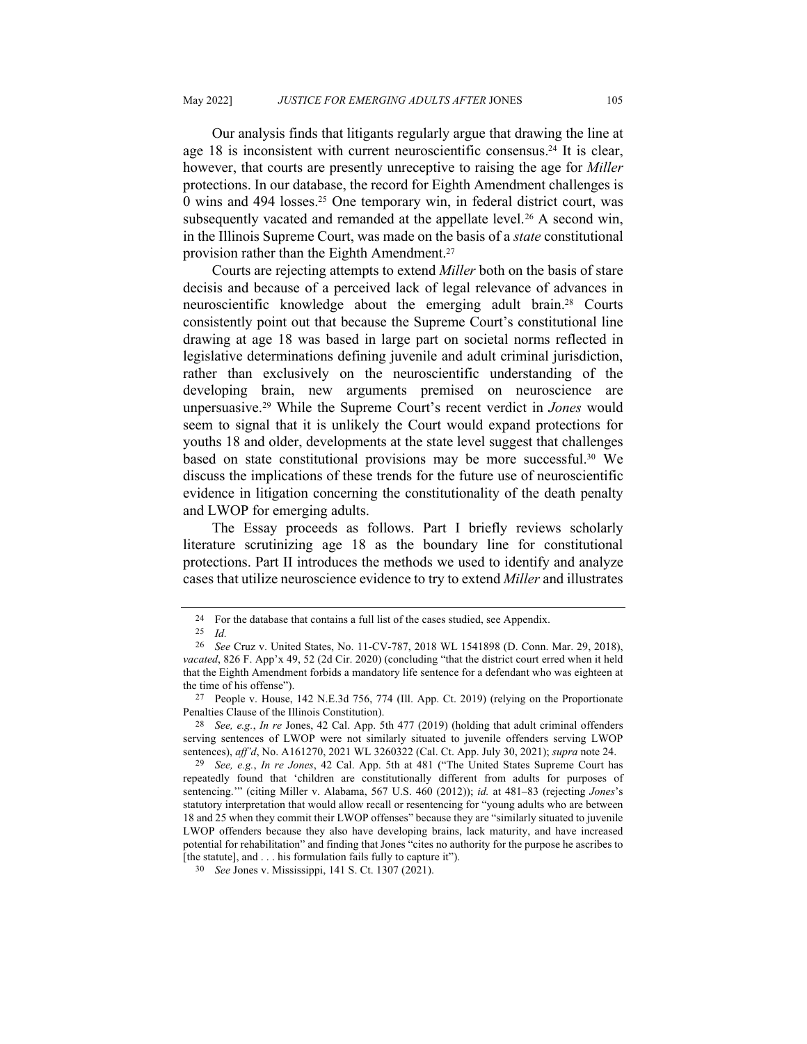Our analysis finds that litigants regularly argue that drawing the line at age 18 is inconsistent with current neuroscientific consensus.[24] It is clear, however, that courts are presently unreceptive to raising the age for *Miller* protections. In our database, the record for Eighth Amendment challenges is 0 wins and 494 losses.[25] One temporary win, in federal district court, was subsequently vacated and remanded at the appellate level.[26] A second win, in the Illinois Supreme Court, was made on the basis of a *state* constitutional provision rather than the Eighth Amendment.[27]

Courts are rejecting attempts to extend *Miller* both on the basis of stare decisis and because of a perceived lack of legal relevance of advances in neuroscientific knowledge about the emerging adult brain.[28] Courts consistently point out that because the Supreme Court's constitutional line drawing at age 18 was based in large part on societal norms reflected in legislative determinations defining juvenile and adult criminal jurisdiction, rather than exclusively on the neuroscientific understanding of the developing brain, new arguments premised on neuroscience are unpersuasive.[29] While the Supreme Court's recent verdict in *Jones* would seem to signal that it is unlikely the Court would expand protections for youths 18 and older, developments at the state level suggest that challenges based on state constitutional provisions may be more successful.[30] We discuss the implications of these trends for the future use of neuroscientific evidence in litigation concerning the constitutionality of the death penalty and LWOP for emerging adults.

The Essay proceeds as follows. Part I briefly reviews scholarly literature scrutinizing age 18 as the boundary line for constitutional protections. Part II introduces the methods we used to identify and analyze cases that utilize neuroscience evidence to try to extend *Miller* and illustrates

---

24 For the database that contains a full list of the cases studied, see Appendix.

25 *Id.*

26 *See* Cruz v. United States, No. 11-CV-787, 2018 WL 1541898 (D. Conn. Mar. 29, 2018), *vacated*, 826 F. App'x 49, 52 (2d Cir. 2020) (concluding "that the district court erred when it held that the Eighth Amendment forbids a mandatory life sentence for a defendant who was eighteen at the time of his offense").

27 People v. House, 142 N.E.3d 756, 774 (Ill. App. Ct. 2019) (relying on the Proportionate Penalties Clause of the Illinois Constitution).

28 *See, e.g.*, *In re* Jones, 42 Cal. App. 5th 477 (2019) (holding that adult criminal offenders serving sentences of LWOP were not similarly situated to juvenile offenders serving LWOP sentences), *aff'd*, No. A161270, 2021 WL 3260322 (Cal. Ct. App. July 30, 2021); *supra* note 24.

29 *See, e.g.*, *In re Jones*, 42 Cal. App. 5th at 481 ("The United States Supreme Court has repeatedly found that 'children are constitutionally different from adults for purposes of sentencing.'" (citing Miller v. Alabama, 567 U.S. 460 (2012)); *id.* at 481–83 (rejecting *Jones*'s statutory interpretation that would allow recall or resentencing for "young adults who are between 18 and 25 when they commit their LWOP offenses" because they are "similarly situated to juvenile LWOP offenders because they also have developing brains, lack maturity, and have increased potential for rehabilitation" and finding that Jones "cites no authority for the purpose he ascribes to [the statute], and . . . his formulation fails fully to capture it").

30 *See* Jones v. Mississippi, 141 S. Ct. 1307 (2021).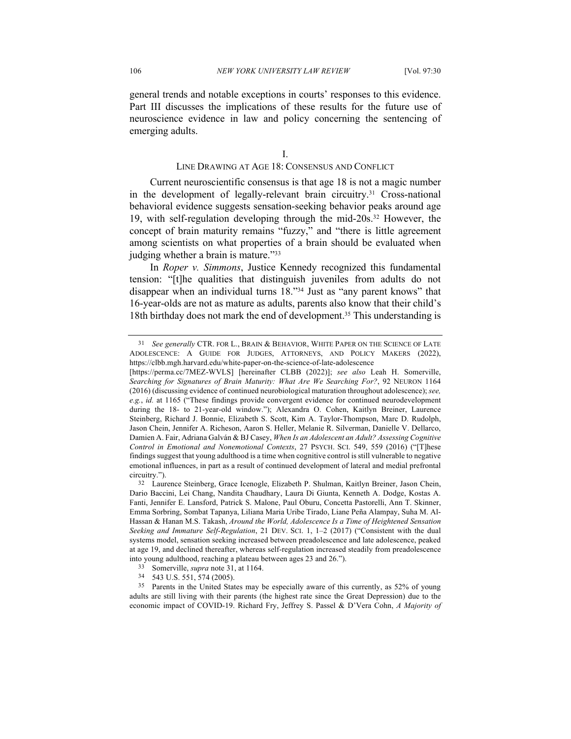general trends and notable exceptions in courts' responses to this evidence. Part III discusses the implications of these results for the future use of neuroscience evidence in law and policy concerning the sentencing of emerging adults.

## I. LINE DRAWING AT AGE 18: CONSENSUS AND CONFLICT

Current neuroscientific consensus is that age 18 is not a magic number in the development of legally-relevant brain circuitry.[31] Cross-national behavioral evidence suggests sensation-seeking behavior peaks around age 19, with self-regulation developing through the mid-20s.[32] However, the concept of brain maturity remains "fuzzy," and "there is little agreement among scientists on what properties of a brain should be evaluated when judging whether a brain is mature."[33]

In *Roper v. Simmons*, Justice Kennedy recognized this fundamental tension: "[t]he qualities that distinguish juveniles from adults do not disappear when an individual turns 18."[34] Just as "any parent knows" that 16-year-olds are not as mature as adults, parents also know that their child's 18th birthday does not mark the end of development.[35] This understanding is

---

[31] *See generally* CTR. FOR L., BRAIN & BEHAVIOR, WHITE PAPER ON THE SCIENCE OF LATE ADOLESCENCE: A GUIDE FOR JUDGES, ATTORNEYS, AND POLICY MAKERS (2022), https://clbb.mgh.harvard.edu/white-paper-on-the-science-of-late-adolescence [https://perma.cc/7MEZ-WVLS] [hereinafter CLBB (2022)]; *see also* Leah H. Somerville, *Searching for Signatures of Brain Maturity: What Are We Searching For?*, 92 NEURON 1164 (2016) (discussing evidence of continued neurobiological maturation throughout adolescence); *see, e.g.*, *id.* at 1165 ("These findings provide convergent evidence for continued neurodevelopment during the 18- to 21-year-old window."); Alexandra O. Cohen, Kaitlyn Breiner, Laurence Steinberg, Richard J. Bonnie, Elizabeth S. Scott, Kim A. Taylor-Thompson, Marc D. Rudolph, Jason Chein, Jennifer A. Richeson, Aaron S. Heller, Melanie R. Silverman, Danielle V. Dellarco, Damien A. Fair, Adriana Galván & BJ Casey, *When Is an Adolescent an Adult? Assessing Cognitive Control in Emotional and Nonemotional Contexts*, 27 PSYCH. SCI. 549, 559 (2016) ("[T]hese findings suggest that young adulthood is a time when cognitive control is still vulnerable to negative emotional influences, in part as a result of continued development of lateral and medial prefrontal circuitry.").

[32] Laurence Steinberg, Grace Icenogle, Elizabeth P. Shulman, Kaitlyn Breiner, Jason Chein, Dario Baccini, Lei Chang, Nandita Chaudhary, Laura Di Giunta, Kenneth A. Dodge, Kostas A. Fanti, Jennifer E. Lansford, Patrick S. Malone, Paul Oburu, Concetta Pastorelli, Ann T. Skinner, Emma Sorbring, Sombat Tapanya, Liliana Maria Uribe Tirado, Liane Peña Alampay, Suha M. Al-Hassan & Hanan M.S. Takash, *Around the World, Adolescence Is a Time of Heightened Sensation Seeking and Immature Self-Regulation*, 21 DEV. SCI. 1, 1–2 (2017) ("Consistent with the dual systems model, sensation seeking increased between preadolescence and late adolescence, peaked at age 19, and declined thereafter, whereas self-regulation increased steadily from preadolescence into young adulthood, reaching a plateau between ages 23 and 26.").

[33] Somerville, *supra* note 31, at 1164.

[34] 543 U.S. 551, 574 (2005).

[35] Parents in the United States may be especially aware of this currently, as 52% of young adults are still living with their parents (the highest rate since the Great Depression) due to the economic impact of COVID-19. Richard Fry, Jeffrey S. Passel & D'Vera Cohn, *A Majority of*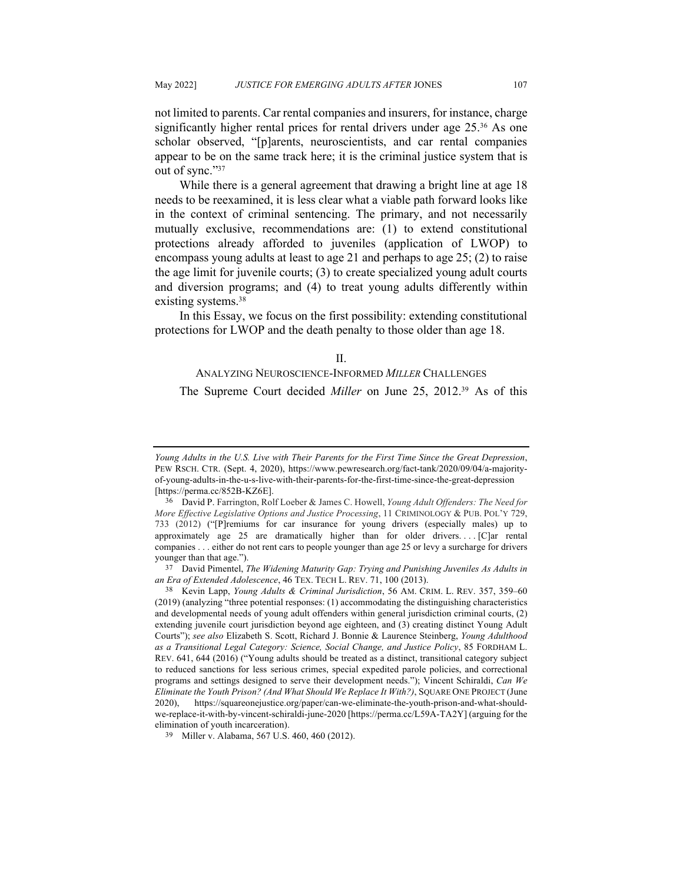not limited to parents. Car rental companies and insurers, for instance, charge significantly higher rental prices for rental drivers under age 25.[36] As one scholar observed, "[p]arents, neuroscientists, and car rental companies appear to be on the same track here; it is the criminal justice system that is out of sync."[37]

While there is a general agreement that drawing a bright line at age 18 needs to be reexamined, it is less clear what a viable path forward looks like in the context of criminal sentencing. The primary, and not necessarily mutually exclusive, recommendations are: (1) to extend constitutional protections already afforded to juveniles (application of LWOP) to encompass young adults at least to age 21 and perhaps to age 25; (2) to raise the age limit for juvenile courts; (3) to create specialized young adult courts and diversion programs; and (4) to treat young adults differently within existing systems.[38]

In this Essay, we focus on the first possibility: extending constitutional protections for LWOP and the death penalty to those older than age 18.

## II.
## ANALYZING NEUROSCIENCE-INFORMED *MILLER* CHALLENGES

The Supreme Court decided *Miller* on June 25, 2012.[39] As of this

---

*Young Adults in the U.S. Live with Their Parents for the First Time Since the Great Depression*, PEW RSCH. CTR. (Sept. 4, 2020), https://www.pewresearch.org/fact-tank/2020/09/04/a-majority-of-young-adults-in-the-u-s-live-with-their-parents-for-the-first-time-since-the-great-depression [https://perma.cc/852B-KZ6E].

36 David P. Farrington, Rolf Loeber & James C. Howell, *Young Adult Offenders: The Need for More Effective Legislative Options and Justice Processing*, 11 CRIMINOLOGY & PUB. POL'Y 729, 733 (2012) ("[P]remiums for car insurance for young drivers (especially males) up to approximately age 25 are dramatically higher than for older drivers. . . . [C]ar rental companies . . . either do not rent cars to people younger than age 25 or levy a surcharge for drivers younger than that age.").

37 David Pimentel, *The Widening Maturity Gap: Trying and Punishing Juveniles As Adults in an Era of Extended Adolescence*, 46 TEX. TECH L. REV. 71, 100 (2013).

38 Kevin Lapp, *Young Adults & Criminal Jurisdiction*, 56 AM. CRIM. L. REV. 357, 359–60 (2019) (analyzing "three potential responses: (1) accommodating the distinguishing characteristics and developmental needs of young adult offenders within general jurisdiction criminal courts, (2) extending juvenile court jurisdiction beyond age eighteen, and (3) creating distinct Young Adult Courts"); *see also* Elizabeth S. Scott, Richard J. Bonnie & Laurence Steinberg, *Young Adulthood as a Transitional Legal Category: Science, Social Change, and Justice Policy*, 85 FORDHAM L. REV. 641, 644 (2016) ("Young adults should be treated as a distinct, transitional category subject to reduced sanctions for less serious crimes, special expedited parole policies, and correctional programs and settings designed to serve their development needs."); Vincent Schiraldi, *Can We Eliminate the Youth Prison? (And What Should We Replace It With?)*, SQUARE ONE PROJECT (June 2020), https://squareonejustice.org/paper/can-we-eliminate-the-youth-prison-and-what-should-we-replace-it-with-by-vincent-schiraldi-june-2020 [https://perma.cc/L59A-TA2Y] (arguing for the elimination of youth incarceration).

39 Miller v. Alabama, 567 U.S. 460, 460 (2012).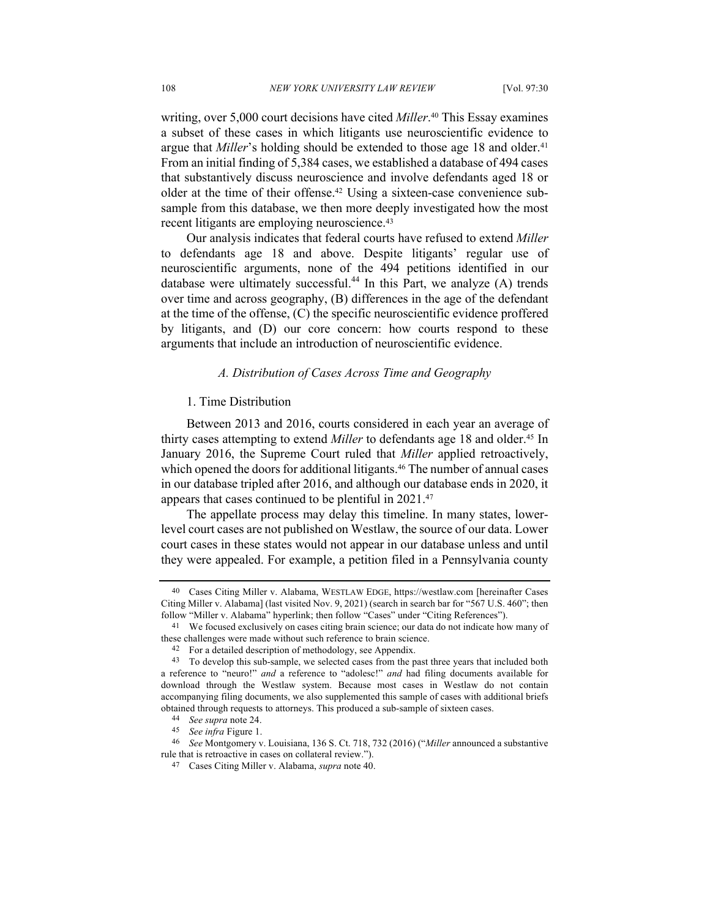writing, over 5,000 court decisions have cited *Miller*.[40] This Essay examines a subset of these cases in which litigants use neuroscientific evidence to argue that *Miller*'s holding should be extended to those age 18 and older.[41] From an initial finding of 5,384 cases, we established a database of 494 cases that substantively discuss neuroscience and involve defendants aged 18 or older at the time of their offense.[42] Using a sixteen-case convenience sub-sample from this database, we then more deeply investigated how the most recent litigants are employing neuroscience.[43]

Our analysis indicates that federal courts have refused to extend *Miller* to defendants age 18 and above. Despite litigants' regular use of neuroscientific arguments, none of the 494 petitions identified in our database were ultimately successful.[44] In this Part, we analyze (A) trends over time and across geography, (B) differences in the age of the defendant at the time of the offense, (C) the specific neuroscientific evidence proffered by litigants, and (D) our core concern: how courts respond to these arguments that include an introduction of neuroscientific evidence.

### *A. Distribution of Cases Across Time and Geography*

#### 1. Time Distribution

Between 2013 and 2016, courts considered in each year an average of thirty cases attempting to extend *Miller* to defendants age 18 and older.[45] In January 2016, the Supreme Court ruled that *Miller* applied retroactively, which opened the doors for additional litigants.[46] The number of annual cases in our database tripled after 2016, and although our database ends in 2020, it appears that cases continued to be plentiful in 2021.[47]

The appellate process may delay this timeline. In many states, lower-level court cases are not published on Westlaw, the source of our data. Lower court cases in these states would not appear in our database unless and until they were appealed. For example, a petition filed in a Pennsylvania county

---

[40] Cases Citing Miller v. Alabama, WESTLAW EDGE, https://westlaw.com [hereinafter Cases Citing Miller v. Alabama] (last visited Nov. 9, 2021) (search in search bar for "567 U.S. 460"; then follow "Miller v. Alabama" hyperlink; then follow "Cases" under "Citing References").

[41] We focused exclusively on cases citing brain science; our data do not indicate how many of these challenges were made without such reference to brain science.

[42] For a detailed description of methodology, see Appendix.

[43] To develop this sub-sample, we selected cases from the past three years that included both a reference to "neuro!" *and* a reference to "adolesc!" *and* had filing documents available for download through the Westlaw system. Because most cases in Westlaw do not contain accompanying filing documents, we also supplemented this sample of cases with additional briefs obtained through requests to attorneys. This produced a sub-sample of sixteen cases.

[44] *See supra* note 24.

[45] *See infra* Figure 1.

[46] *See* Montgomery v. Louisiana, 136 S. Ct. 718, 732 (2016) ("*Miller* announced a substantive rule that is retroactive in cases on collateral review.").

[47] Cases Citing Miller v. Alabama, *supra* note 40.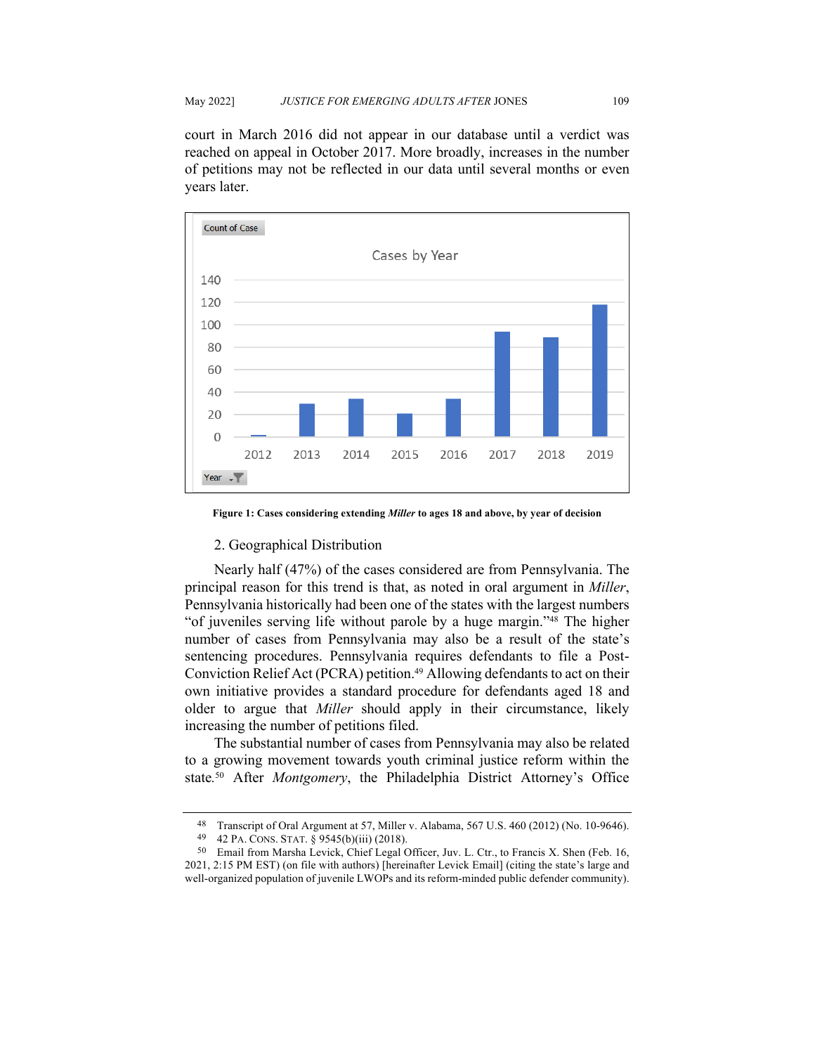court in March 2016 did not appear in our database until a verdict was reached on appeal in October 2017. More broadly, increases in the number of petitions may not be reflected in our data until several months or even years later.

**Figure 1: Cases considering extending *Miller* to ages 18 and above, by year of decision**

2. Geographical Distribution

Nearly half (47%) of the cases considered are from Pennsylvania. The principal reason for this trend is that, as noted in oral argument in *Miller*, Pennsylvania historically had been one of the states with the largest numbers "of juveniles serving life without parole by a huge margin."[48] The higher number of cases from Pennsylvania may also be a result of the state's sentencing procedures. Pennsylvania requires defendants to file a Post-Conviction Relief Act (PCRA) petition.[49] Allowing defendants to act on their own initiative provides a standard procedure for defendants aged 18 and older to argue that *Miller* should apply in their circumstance, likely increasing the number of petitions filed.

The substantial number of cases from Pennsylvania may also be related to a growing movement towards youth criminal justice reform within the state.[50] After *Montgomery*, the Philadelphia District Attorney's Office

---

[48] Transcript of Oral Argument at 57, Miller v. Alabama, 567 U.S. 460 (2012) (No. 10-9646).

[49] 42 PA. CONS. STAT. § 9545(b)(iii) (2018).

[50] Email from Marsha Levick, Chief Legal Officer, Juv. L. Ctr., to Francis X. Shen (Feb. 16, 2021, 2:15 PM EST) (on file with authors) [hereinafter Levick Email] (citing the state's large and well-organized population of juvenile LWOPs and its reform-minded public defender community).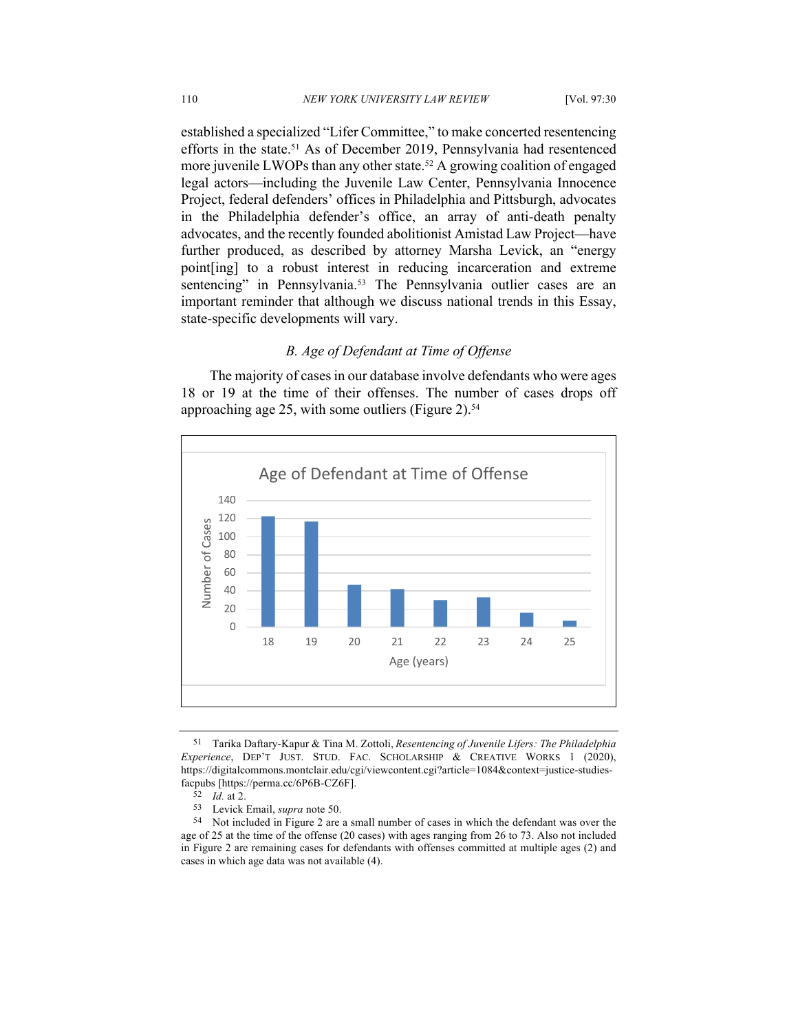established a specialized "Lifer Committee," to make concerted resentencing efforts in the state.[51] As of December 2019, Pennsylvania had resentenced more juvenile LWOPs than any other state.[52] A growing coalition of engaged legal actors—including the Juvenile Law Center, Pennsylvania Innocence Project, federal defenders' offices in Philadelphia and Pittsburgh, advocates in the Philadelphia defender's office, an array of anti-death penalty advocates, and the recently founded abolitionist Amistad Law Project—have further produced, as described by attorney Marsha Levick, an "energy point[ing] to a robust interest in reducing incarceration and extreme sentencing" in Pennsylvania.[53] The Pennsylvania outlier cases are an important reminder that although we discuss national trends in this Essay, state-specific developments will vary.

### *B. Age of Defendant at Time of Offense*

The majority of cases in our database involve defendants who were ages 18 or 19 at the time of their offenses. The number of cases drops off approaching age 25, with some outliers (Figure 2).[54]

---

[51] Tarika Daftary-Kapur & Tina M. Zottoli, *Resentencing of Juvenile Lifers: The Philadelphia Experience*, DEP'T JUST. STUD. FAC. SCHOLARSHIP & CREATIVE WORKS 1 (2020), https://digitalcommons.montclair.edu/cgi/viewcontent.cgi?article=1084&context=justice-studies-facpubs [https://perma.cc/6P6B-CZ6F].

[52] *Id.* at 2.

[53] Levick Email, *supra* note 50.

[54] Not included in Figure 2 are a small number of cases in which the defendant was over the age of 25 at the time of the offense (20 cases) with ages ranging from 26 to 73. Also not included in Figure 2 are remaining cases for defendants with offenses committed at multiple ages (2) and cases in which age data was not available (4).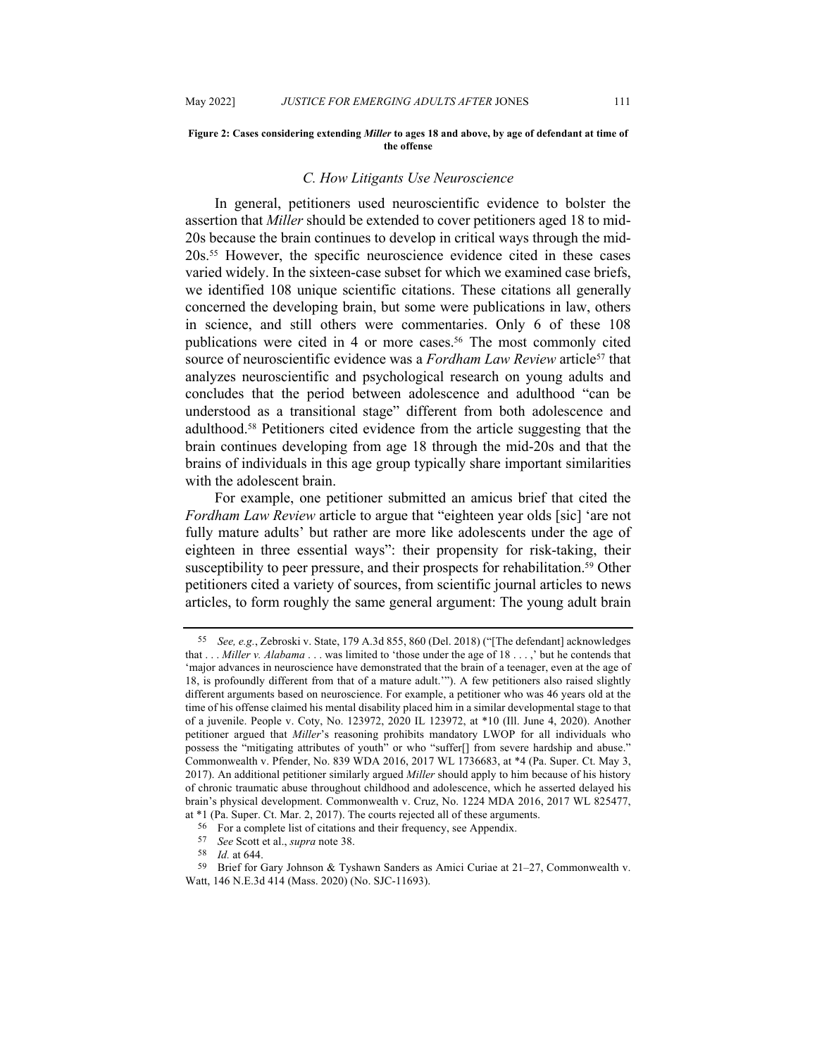**Figure 2: Cases considering extending *Miller* to ages 18 and above, by age of defendant at time of the offense**

### *C. How Litigants Use Neuroscience*

In general, petitioners used neuroscientific evidence to bolster the assertion that *Miller* should be extended to cover petitioners aged 18 to mid-20s because the brain continues to develop in critical ways through the mid-20s.[55] However, the specific neuroscience evidence cited in these cases varied widely. In the sixteen-case subset for which we examined case briefs, we identified 108 unique scientific citations. These citations all generally concerned the developing brain, but some were publications in law, others in science, and still others were commentaries. Only 6 of these 108 publications were cited in 4 or more cases.[56] The most commonly cited source of neuroscientific evidence was a *Fordham Law Review* article[57] that analyzes neuroscientific and psychological research on young adults and concludes that the period between adolescence and adulthood "can be understood as a transitional stage" different from both adolescence and adulthood.[58] Petitioners cited evidence from the article suggesting that the brain continues developing from age 18 through the mid-20s and that the brains of individuals in this age group typically share important similarities with the adolescent brain.

For example, one petitioner submitted an amicus brief that cited the *Fordham Law Review* article to argue that "eighteen year olds [sic] 'are not fully mature adults' but rather are more like adolescents under the age of eighteen in three essential ways": their propensity for risk-taking, their susceptibility to peer pressure, and their prospects for rehabilitation.[59] Other petitioners cited a variety of sources, from scientific journal articles to news articles, to form roughly the same general argument: The young adult brain

---

[55] *See, e.g.*, Zebroski v. State, 179 A.3d 855, 860 (Del. 2018) ("[The defendant] acknowledges that . . . *Miller v. Alabama* . . . was limited to 'those under the age of 18 . . . ,' but he contends that 'major advances in neuroscience have demonstrated that the brain of a teenager, even at the age of 18, is profoundly different from that of a mature adult.'"). A few petitioners also raised slightly different arguments based on neuroscience. For example, a petitioner who was 46 years old at the time of his offense claimed his mental disability placed him in a similar developmental stage to that of a juvenile. People v. Coty, No. 123972, 2020 IL 123972, at *10 (Ill. June 4, 2020). Another petitioner argued that *Miller*'s reasoning prohibits mandatory LWOP for all individuals who possess the "mitigating attributes of youth" or who "suffer[] from severe hardship and abuse." Commonwealth v. Pfender, No. 839 WDA 2016, 2017 WL 1736683, at *4 (Pa. Super. Ct. May 3, 2017). An additional petitioner similarly argued *Miller* should apply to him because of his history of chronic traumatic abuse throughout childhood and adolescence, which he asserted delayed his brain's physical development. Commonwealth v. Cruz, No. 1224 MDA 2016, 2017 WL 825477, at *1 (Pa. Super. Ct. Mar. 2, 2017). The courts rejected all of these arguments.

[56] For a complete list of citations and their frequency, see Appendix.

[57] *See* Scott et al., *supra* note 38.

[58] *Id.* at 644.

[59] Brief for Gary Johnson & Tyshawn Sanders as Amici Curiae at 21–27, Commonwealth v. Watt, 146 N.E.3d 414 (Mass. 2020) (No. SJC-11693).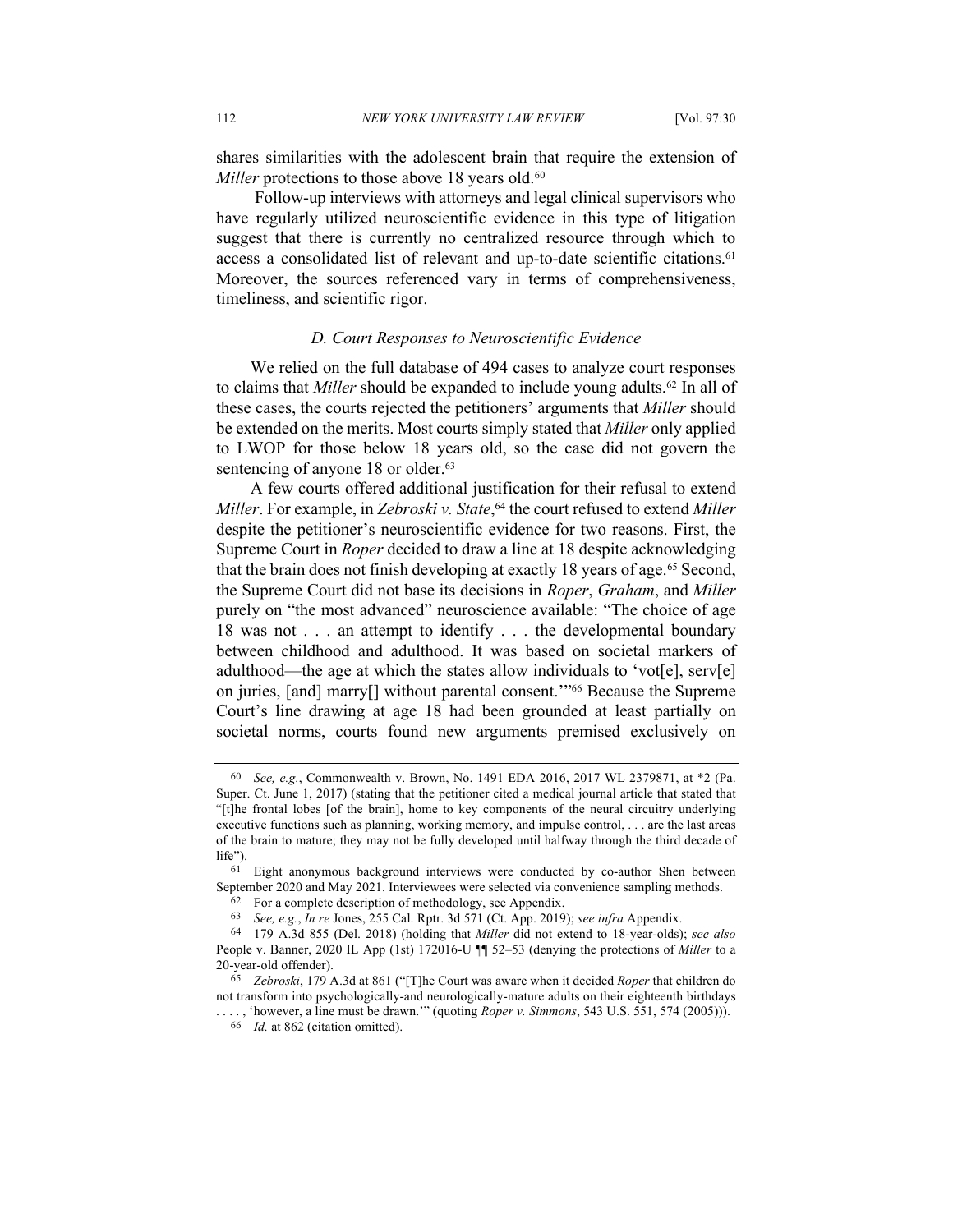shares similarities with the adolescent brain that require the extension of *Miller* protections to those above 18 years old.[60]

Follow-up interviews with attorneys and legal clinical supervisors who have regularly utilized neuroscientific evidence in this type of litigation suggest that there is currently no centralized resource through which to access a consolidated list of relevant and up-to-date scientific citations.[61] Moreover, the sources referenced vary in terms of comprehensiveness, timeliness, and scientific rigor.

### *D. Court Responses to Neuroscientific Evidence*

We relied on the full database of 494 cases to analyze court responses to claims that *Miller* should be expanded to include young adults.[62] In all of these cases, the courts rejected the petitioners' arguments that *Miller* should be extended on the merits. Most courts simply stated that *Miller* only applied to LWOP for those below 18 years old, so the case did not govern the sentencing of anyone 18 or older.[63]

A few courts offered additional justification for their refusal to extend *Miller*. For example, in *Zebroski v. State*,[64] the court refused to extend *Miller* despite the petitioner's neuroscientific evidence for two reasons. First, the Supreme Court in *Roper* decided to draw a line at 18 despite acknowledging that the brain does not finish developing at exactly 18 years of age.[65] Second, the Supreme Court did not base its decisions in *Roper*, *Graham*, and *Miller* purely on "the most advanced" neuroscience available: "The choice of age 18 was not . . . an attempt to identify . . . the developmental boundary between childhood and adulthood. It was based on societal markers of adulthood—the age at which the states allow individuals to 'vot[e], serv[e] on juries, [and] marry[] without parental consent.'"[66] Because the Supreme Court's line drawing at age 18 had been grounded at least partially on societal norms, courts found new arguments premised exclusively on

---

60 *See, e.g.*, Commonwealth v. Brown, No. 1491 EDA 2016, 2017 WL 2379871, at *2 (Pa. Super. Ct. June 1, 2017) (stating that the petitioner cited a medical journal article that stated that "[t]he frontal lobes [of the brain], home to key components of the neural circuitry underlying executive functions such as planning, working memory, and impulse control, . . . are the last areas of the brain to mature; they may not be fully developed until halfway through the third decade of life").

61 Eight anonymous background interviews were conducted by co-author Shen between September 2020 and May 2021. Interviewees were selected via convenience sampling methods.

62 For a complete description of methodology, see Appendix.

63 *See, e.g.*, *In re* Jones, 255 Cal. Rptr. 3d 571 (Ct. App. 2019); *see infra* Appendix.

64 179 A.3d 855 (Del. 2018) (holding that *Miller* did not extend to 18-year-olds); *see also* People v. Banner, 2020 IL App (1st) 172016-U ¶¶ 52–53 (denying the protections of *Miller* to a 20-year-old offender).

65 *Zebroski*, 179 A.3d at 861 ("[T]he Court was aware when it decided *Roper* that children do not transform into psychologically-and neurologically-mature adults on their eighteenth birthdays . . . . , 'however, a line must be drawn.'" (quoting *Roper v. Simmons*, 543 U.S. 551, 574 (2005))).

66 *Id.* at 862 (citation omitted).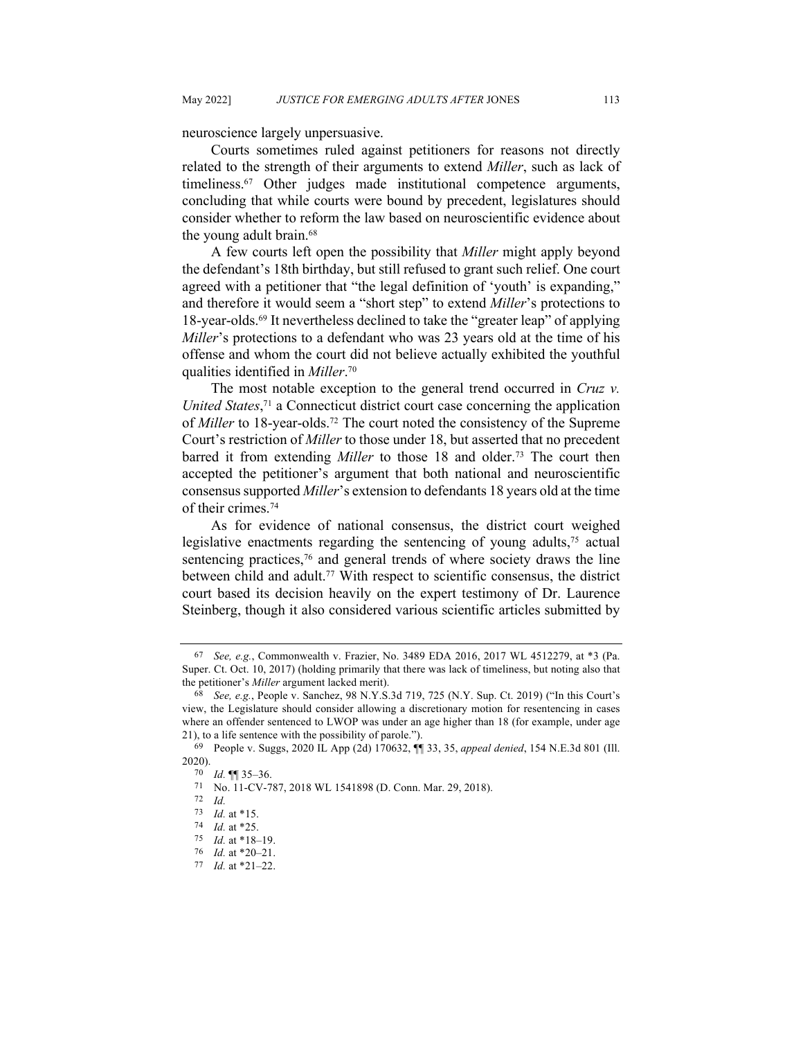neuroscience largely unpersuasive.

Courts sometimes ruled against petitioners for reasons not directly related to the strength of their arguments to extend *Miller*, such as lack of timeliness.[67] Other judges made institutional competence arguments, concluding that while courts were bound by precedent, legislatures should consider whether to reform the law based on neuroscientific evidence about the young adult brain.[68]

A few courts left open the possibility that *Miller* might apply beyond the defendant's 18th birthday, but still refused to grant such relief. One court agreed with a petitioner that "the legal definition of 'youth' is expanding," and therefore it would seem a "short step" to extend *Miller*'s protections to 18-year-olds.[69] It nevertheless declined to take the "greater leap" of applying *Miller*'s protections to a defendant who was 23 years old at the time of his offense and whom the court did not believe actually exhibited the youthful qualities identified in *Miller*.[70]

The most notable exception to the general trend occurred in *Cruz v. United States*,[71] a Connecticut district court case concerning the application of *Miller* to 18-year-olds.[72] The court noted the consistency of the Supreme Court's restriction of *Miller* to those under 18, but asserted that no precedent barred it from extending *Miller* to those 18 and older.[73] The court then accepted the petitioner's argument that both national and neuroscientific consensus supported *Miller*'s extension to defendants 18 years old at the time of their crimes.[74]

As for evidence of national consensus, the district court weighed legislative enactments regarding the sentencing of young adults,[75] actual sentencing practices,[76] and general trends of where society draws the line between child and adult.[77] With respect to scientific consensus, the district court based its decision heavily on the expert testimony of Dr. Laurence Steinberg, though it also considered various scientific articles submitted by

---

[67] *See, e.g.*, Commonwealth v. Frazier, No. 3489 EDA 2016, 2017 WL 4512279, at *3 (Pa. Super. Ct. Oct. 10, 2017) (holding primarily that there was lack of timeliness, but noting also that the petitioner's *Miller* argument lacked merit).

[68] *See, e.g.*, People v. Sanchez, 98 N.Y.S.3d 719, 725 (N.Y. Sup. Ct. 2019) ("In this Court's view, the Legislature should consider allowing a discretionary motion for resentencing in cases where an offender sentenced to LWOP was under an age higher than 18 (for example, under age 21), to a life sentence with the possibility of parole.").

[69] People v. Suggs, 2020 IL App (2d) 170632, ¶¶ 33, 35, *appeal denied*, 154 N.E.3d 801 (Ill. 2020).

[70] *Id.* ¶¶ 35–36.

[71] No. 11-CV-787, 2018 WL 1541898 (D. Conn. Mar. 29, 2018).

[72] *Id.*

[73] *Id.* at *15.

[74] *Id.* at *25.

[75] *Id.* at *18–19.

[76] *Id.* at *20–21.

[77] *Id.* at *21–22.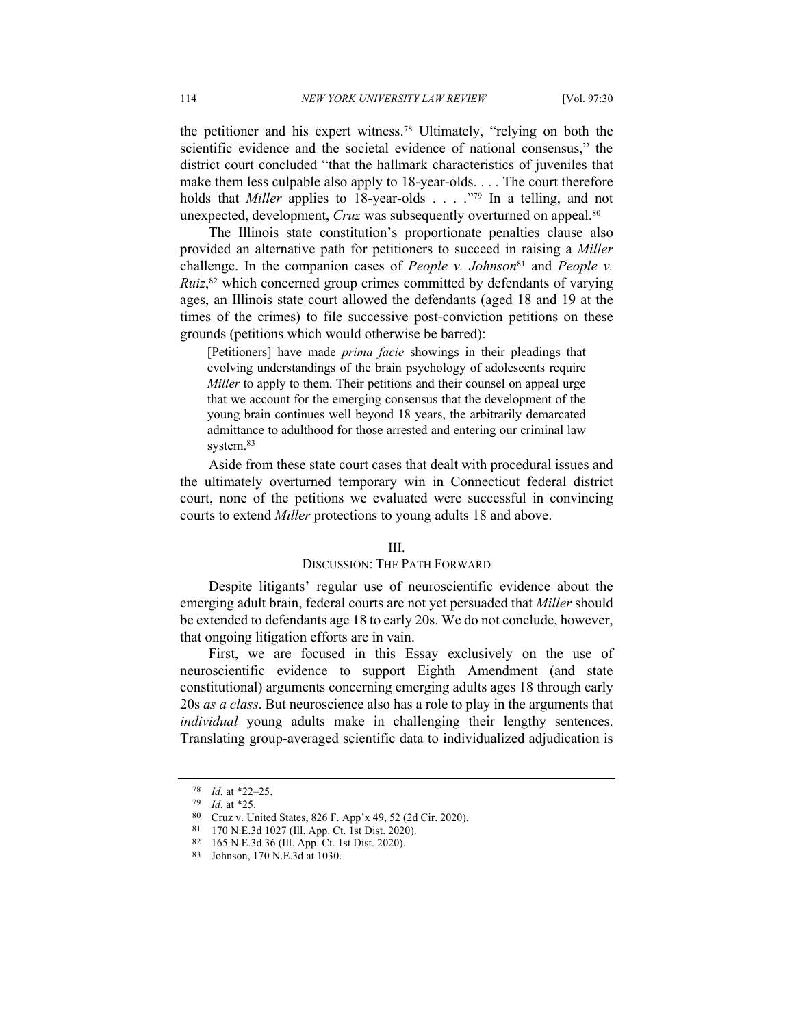the petitioner and his expert witness.[78] Ultimately, "relying on both the scientific evidence and the societal evidence of national consensus," the district court concluded "that the hallmark characteristics of juveniles that make them less culpable also apply to 18-year-olds. . . . The court therefore holds that *Miller* applies to 18-year-olds . . . ."[79] In a telling, and not unexpected, development, *Cruz* was subsequently overturned on appeal.[80]

The Illinois state constitution's proportionate penalties clause also provided an alternative path for petitioners to succeed in raising a *Miller* challenge. In the companion cases of *People v. Johnson*[81] and *People v. Ruiz*,[82] which concerned group crimes committed by defendants of varying ages, an Illinois state court allowed the defendants (aged 18 and 19 at the times of the crimes) to file successive post-conviction petitions on these grounds (petitions which would otherwise be barred):

> [Petitioners] have made *prima facie* showings in their pleadings that evolving understandings of the brain psychology of adolescents require *Miller* to apply to them. Their petitions and their counsel on appeal urge that we account for the emerging consensus that the development of the young brain continues well beyond 18 years, the arbitrarily demarcated admittance to adulthood for those arrested and entering our criminal law system.[83]

Aside from these state court cases that dealt with procedural issues and the ultimately overturned temporary win in Connecticut federal district court, none of the petitions we evaluated were successful in convincing courts to extend *Miller* protections to young adults 18 and above.

## III.
## Discussion: The Path Forward

Despite litigants' regular use of neuroscientific evidence about the emerging adult brain, federal courts are not yet persuaded that *Miller* should be extended to defendants age 18 to early 20s. We do not conclude, however, that ongoing litigation efforts are in vain.

First, we are focused in this Essay exclusively on the use of neuroscientific evidence to support Eighth Amendment (and state constitutional) arguments concerning emerging adults ages 18 through early 20s *as a class*. But neuroscience also has a role to play in the arguments that *individual* young adults make in challenging their lengthy sentences. Translating group-averaged scientific data to individualized adjudication is

---

[78] *Id.* at *22–25.

[79] *Id.* at *25.

[80] Cruz v. United States, 826 F. App'x 49, 52 (2d Cir. 2020).

[81] 170 N.E.3d 1027 (Ill. App. Ct. 1st Dist. 2020).

[82] 165 N.E.3d 36 (Ill. App. Ct. 1st Dist. 2020).

[83] Johnson, 170 N.E.3d at 1030.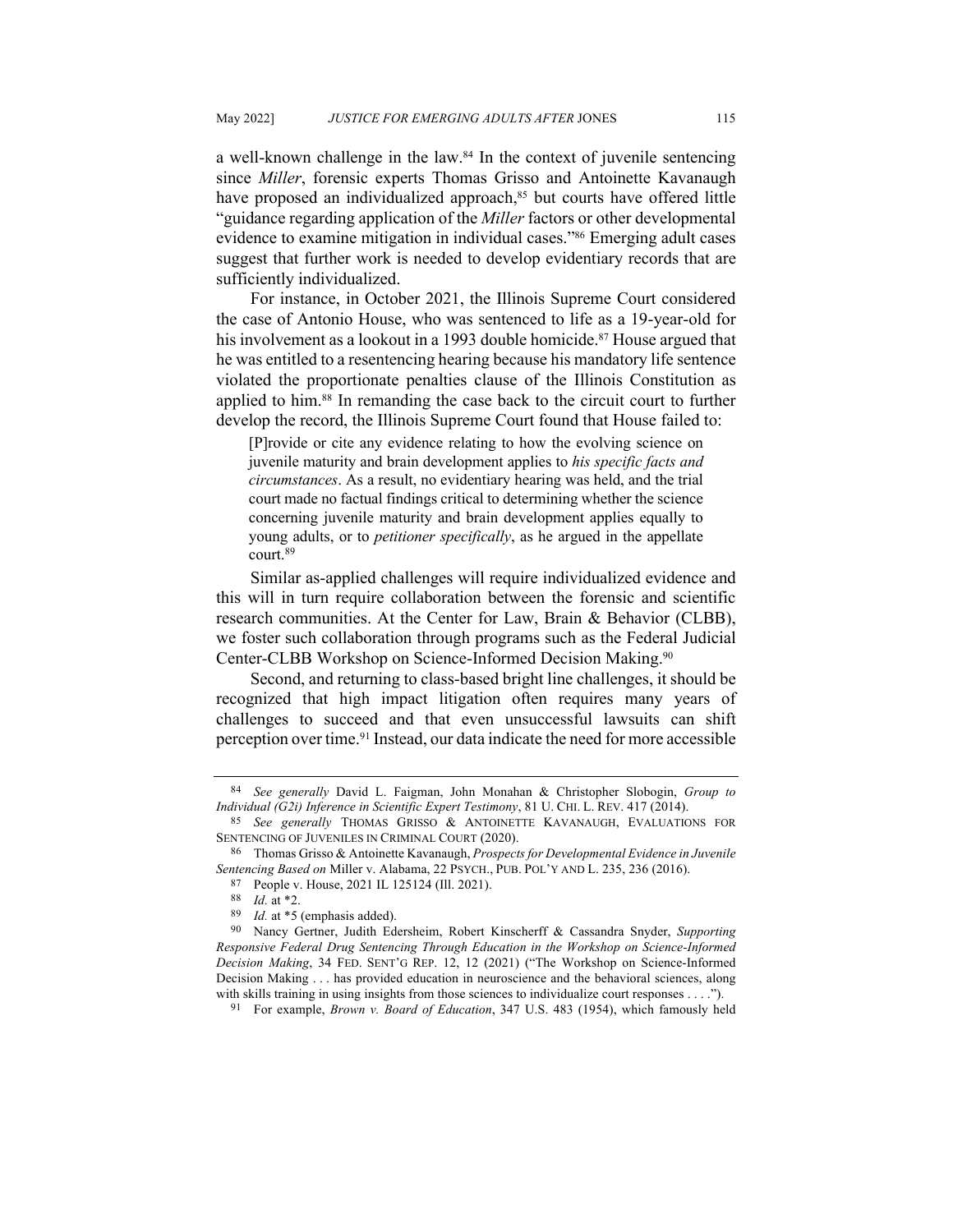a well-known challenge in the law.[84] In the context of juvenile sentencing since *Miller*, forensic experts Thomas Grisso and Antoinette Kavanaugh have proposed an individualized approach,[85] but courts have offered little "guidance regarding application of the *Miller* factors or other developmental evidence to examine mitigation in individual cases."[86] Emerging adult cases suggest that further work is needed to develop evidentiary records that are sufficiently individualized.

For instance, in October 2021, the Illinois Supreme Court considered the case of Antonio House, who was sentenced to life as a 19-year-old for his involvement as a lookout in a 1993 double homicide.[87] House argued that he was entitled to a resentencing hearing because his mandatory life sentence violated the proportionate penalties clause of the Illinois Constitution as applied to him.[88] In remanding the case back to the circuit court to further develop the record, the Illinois Supreme Court found that House failed to:

> [P]rovide or cite any evidence relating to how the evolving science on juvenile maturity and brain development applies to *his specific facts and circumstances*. As a result, no evidentiary hearing was held, and the trial court made no factual findings critical to determining whether the science concerning juvenile maturity and brain development applies equally to young adults, or to *petitioner specifically*, as he argued in the appellate court.[89]

Similar as-applied challenges will require individualized evidence and this will in turn require collaboration between the forensic and scientific research communities. At the Center for Law, Brain & Behavior (CLBB), we foster such collaboration through programs such as the Federal Judicial Center-CLBB Workshop on Science-Informed Decision Making.[90]

Second, and returning to class-based bright line challenges, it should be recognized that high impact litigation often requires many years of challenges to succeed and that even unsuccessful lawsuits can shift perception over time.[91] Instead, our data indicate the need for more accessible

---

[84] *See generally* David L. Faigman, John Monahan & Christopher Slobogin, *Group to Individual (G2i) Inference in Scientific Expert Testimony*, 81 U. CHI. L. REV. 417 (2014).

[85] *See generally* THOMAS GRISSO & ANTOINETTE KAVANAUGH, EVALUATIONS FOR SENTENCING OF JUVENILES IN CRIMINAL COURT (2020).

[86] Thomas Grisso & Antoinette Kavanaugh, *Prospects for Developmental Evidence in Juvenile Sentencing Based on* Miller v. Alabama, 22 PSYCH., PUB. POL'Y AND L. 235, 236 (2016).

[87] People v. House, 2021 IL 125124 (Ill. 2021).

[88] *Id.* at *2.

[89] *Id.* at *5 (emphasis added).

[90] Nancy Gertner, Judith Edersheim, Robert Kinscherff & Cassandra Snyder, *Supporting Responsive Federal Drug Sentencing Through Education in the Workshop on Science-Informed Decision Making*, 34 FED. SENT'G REP. 12, 12 (2021) ("The Workshop on Science-Informed Decision Making . . . has provided education in neuroscience and the behavioral sciences, along with skills training in using insights from those sciences to individualize court responses . . . .").

[91] For example, *Brown v. Board of Education*, 347 U.S. 483 (1954), which famously held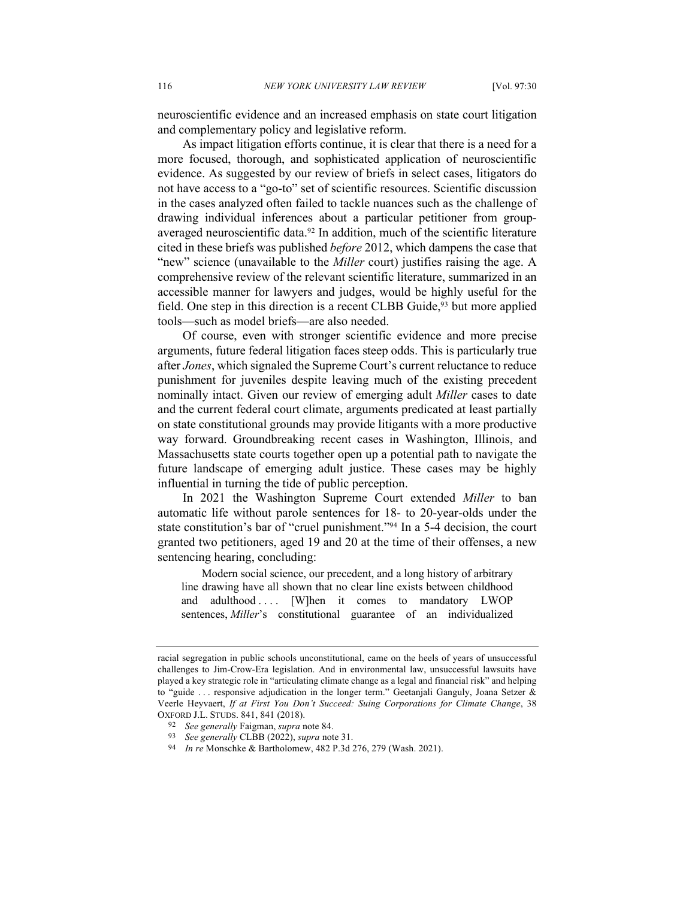neuroscientific evidence and an increased emphasis on state court litigation and complementary policy and legislative reform.

As impact litigation efforts continue, it is clear that there is a need for a more focused, thorough, and sophisticated application of neuroscientific evidence. As suggested by our review of briefs in select cases, litigators do not have access to a "go-to" set of scientific resources. Scientific discussion in the cases analyzed often failed to tackle nuances such as the challenge of drawing individual inferences about a particular petitioner from group-averaged neuroscientific data.[92] In addition, much of the scientific literature cited in these briefs was published *before* 2012, which dampens the case that "new" science (unavailable to the *Miller* court) justifies raising the age. A comprehensive review of the relevant scientific literature, summarized in an accessible manner for lawyers and judges, would be highly useful for the field. One step in this direction is a recent CLBB Guide,[93] but more applied tools—such as model briefs—are also needed.

Of course, even with stronger scientific evidence and more precise arguments, future federal litigation faces steep odds. This is particularly true after *Jones*, which signaled the Supreme Court's current reluctance to reduce punishment for juveniles despite leaving much of the existing precedent nominally intact. Given our review of emerging adult *Miller* cases to date and the current federal court climate, arguments predicated at least partially on state constitutional grounds may provide litigants with a more productive way forward. Groundbreaking recent cases in Washington, Illinois, and Massachusetts state courts together open up a potential path to navigate the future landscape of emerging adult justice. These cases may be highly influential in turning the tide of public perception.

In 2021 the Washington Supreme Court extended *Miller* to ban automatic life without parole sentences for 18- to 20-year-olds under the state constitution's bar of "cruel punishment."[94] In a 5-4 decision, the court granted two petitioners, aged 19 and 20 at the time of their offenses, a new sentencing hearing, concluding:

> Modern social science, our precedent, and a long history of arbitrary line drawing have all shown that no clear line exists between childhood and adulthood . . . . [W]hen it comes to mandatory LWOP sentences, *Miller*'s constitutional guarantee of an individualized

---

racial segregation in public schools unconstitutional, came on the heels of years of unsuccessful challenges to Jim-Crow-Era legislation. And in environmental law, unsuccessful lawsuits have played a key strategic role in "articulating climate change as a legal and financial risk" and helping to "guide . . . responsive adjudication in the longer term." Geetanjali Ganguly, Joana Setzer & Veerle Heyvaert, *If at First You Don't Succeed: Suing Corporations for Climate Change*, 38 OXFORD J.L. STUDS. 841, 841 (2018).

92 *See generally* Faigman, *supra* note 84.

93 *See generally* CLBB (2022), *supra* note 31.

94 *In re* Monschke & Bartholomew, 482 P.3d 276, 279 (Wash. 2021).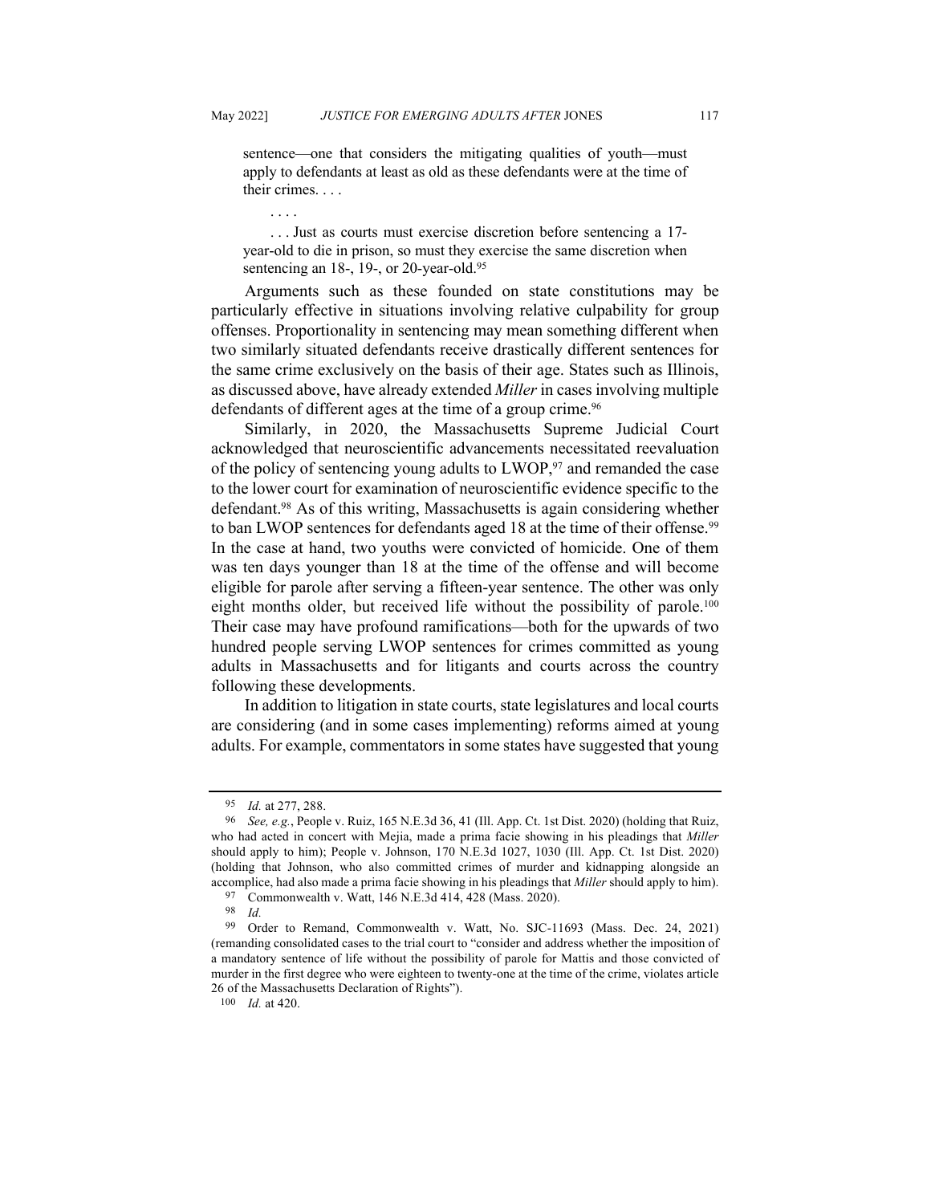> sentence—one that considers the mitigating qualities of youth—must apply to defendants at least as old as these defendants were at the time of their crimes. . . .
>
> . . . .
>
> . . . Just as courts must exercise discretion before sentencing a 17-year-old to die in prison, so must they exercise the same discretion when sentencing an 18-, 19-, or 20-year-old.[95]

Arguments such as these founded on state constitutions may be particularly effective in situations involving relative culpability for group offenses. Proportionality in sentencing may mean something different when two similarly situated defendants receive drastically different sentences for the same crime exclusively on the basis of their age. States such as Illinois, as discussed above, have already extended *Miller* in cases involving multiple defendants of different ages at the time of a group crime.[96]

Similarly, in 2020, the Massachusetts Supreme Judicial Court acknowledged that neuroscientific advancements necessitated reevaluation of the policy of sentencing young adults to LWOP,[97] and remanded the case to the lower court for examination of neuroscientific evidence specific to the defendant.[98] As of this writing, Massachusetts is again considering whether to ban LWOP sentences for defendants aged 18 at the time of their offense.[99] In the case at hand, two youths were convicted of homicide. One of them was ten days younger than 18 at the time of the offense and will become eligible for parole after serving a fifteen-year sentence. The other was only eight months older, but received life without the possibility of parole.[100] Their case may have profound ramifications—both for the upwards of two hundred people serving LWOP sentences for crimes committed as young adults in Massachusetts and for litigants and courts across the country following these developments.

In addition to litigation in state courts, state legislatures and local courts are considering (and in some cases implementing) reforms aimed at young adults. For example, commentators in some states have suggested that young

---

95 *Id.* at 277, 288.

96 *See, e.g.*, People v. Ruiz, 165 N.E.3d 36, 41 (Ill. App. Ct. 1st Dist. 2020) (holding that Ruiz, who had acted in concert with Mejia, made a prima facie showing in his pleadings that *Miller* should apply to him); People v. Johnson, 170 N.E.3d 1027, 1030 (Ill. App. Ct. 1st Dist. 2020) (holding that Johnson, who also committed crimes of murder and kidnapping alongside an accomplice, had also made a prima facie showing in his pleadings that *Miller* should apply to him).

97 Commonwealth v. Watt, 146 N.E.3d 414, 428 (Mass. 2020).

98 *Id.*

99 Order to Remand, Commonwealth v. Watt, No. SJC-11693 (Mass. Dec. 24, 2021) (remanding consolidated cases to the trial court to "consider and address whether the imposition of a mandatory sentence of life without the possibility of parole for Mattis and those convicted of murder in the first degree who were eighteen to twenty-one at the time of the crime, violates article 26 of the Massachusetts Declaration of Rights").

100 *Id.* at 420.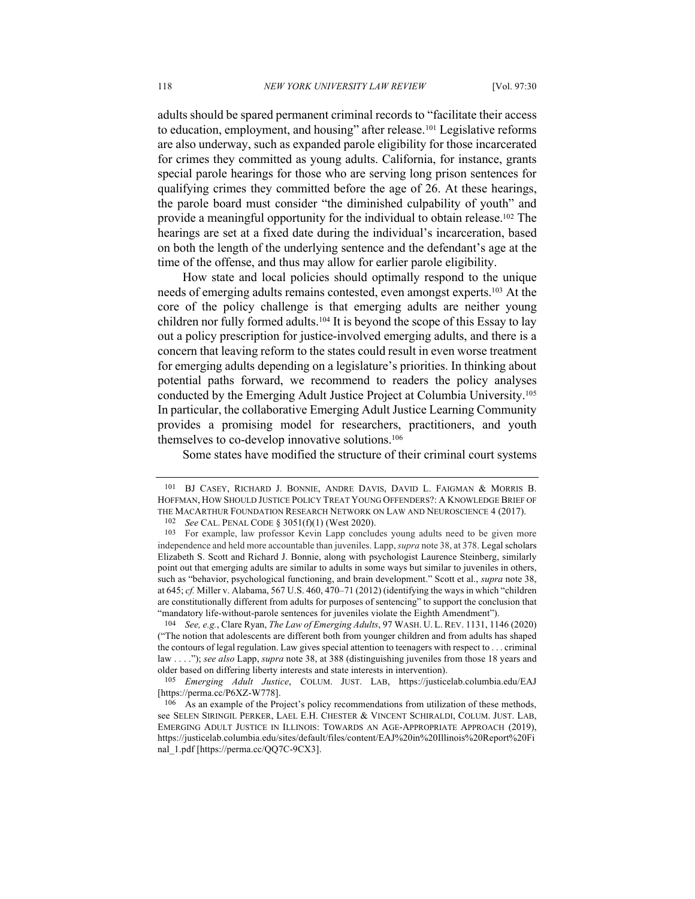adults should be spared permanent criminal records to "facilitate their access to education, employment, and housing" after release.[101] Legislative reforms are also underway, such as expanded parole eligibility for those incarcerated for crimes they committed as young adults. California, for instance, grants special parole hearings for those who are serving long prison sentences for qualifying crimes they committed before the age of 26. At these hearings, the parole board must consider "the diminished culpability of youth" and provide a meaningful opportunity for the individual to obtain release.[102] The hearings are set at a fixed date during the individual's incarceration, based on both the length of the underlying sentence and the defendant's age at the time of the offense, and thus may allow for earlier parole eligibility.

How state and local policies should optimally respond to the unique needs of emerging adults remains contested, even amongst experts.[103] At the core of the policy challenge is that emerging adults are neither young children nor fully formed adults.[104] It is beyond the scope of this Essay to lay out a policy prescription for justice-involved emerging adults, and there is a concern that leaving reform to the states could result in even worse treatment for emerging adults depending on a legislature's priorities. In thinking about potential paths forward, we recommend to readers the policy analyses conducted by the Emerging Adult Justice Project at Columbia University.[105] In particular, the collaborative Emerging Adult Justice Learning Community provides a promising model for researchers, practitioners, and youth themselves to co-develop innovative solutions.[106]

Some states have modified the structure of their criminal court systems

---

[101] BJ CASEY, RICHARD J. BONNIE, ANDRE DAVIS, DAVID L. FAIGMAN & MORRIS B. HOFFMAN, HOW SHOULD JUSTICE POLICY TREAT YOUNG OFFENDERS?: A KNOWLEDGE BRIEF OF THE MACARTHUR FOUNDATION RESEARCH NETWORK ON LAW AND NEUROSCIENCE 4 (2017).

[102] *See* CAL. PENAL CODE § 3051(f)(1) (West 2020).

[103] For example, law professor Kevin Lapp concludes young adults need to be given more independence and held more accountable than juveniles. Lapp, *supra* note 38, at 378. Legal scholars Elizabeth S. Scott and Richard J. Bonnie, along with psychologist Laurence Steinberg, similarly point out that emerging adults are similar to adults in some ways but similar to juveniles in others, such as "behavior, psychological functioning, and brain development." Scott et al., *supra* note 38, at 645; *cf.* Miller v. Alabama, 567 U.S. 460, 470–71 (2012) (identifying the ways in which "children are constitutionally different from adults for purposes of sentencing" to support the conclusion that "mandatory life-without-parole sentences for juveniles violate the Eighth Amendment").

[104] *See, e.g.*, Clare Ryan, *The Law of Emerging Adults*, 97 WASH. U. L. REV. 1131, 1146 (2020) ("The notion that adolescents are different both from younger children and from adults has shaped the contours of legal regulation. Law gives special attention to teenagers with respect to . . . criminal law . . . ."); *see also* Lapp, *supra* note 38, at 388 (distinguishing juveniles from those 18 years and older based on differing liberty interests and state interests in intervention).

[105] *Emerging Adult Justice*, COLUM. JUST. LAB, https://justicelab.columbia.edu/EAJ [https://perma.cc/P6XZ-W778].

[106] As an example of the Project's policy recommendations from utilization of these methods, see SELEN SIRINGIL PERKER, LAEL E.H. CHESTER & VINCENT SCHIRALDI, COLUM. JUST. LAB, EMERGING ADULT JUSTICE IN ILLINOIS: TOWARDS AN AGE-APPROPRIATE APPROACH (2019), https://justicelab.columbia.edu/sites/default/files/content/EAJ%20in%20Illinois%20Report%20Final_1.pdf [https://perma.cc/QQ7C-9CX3].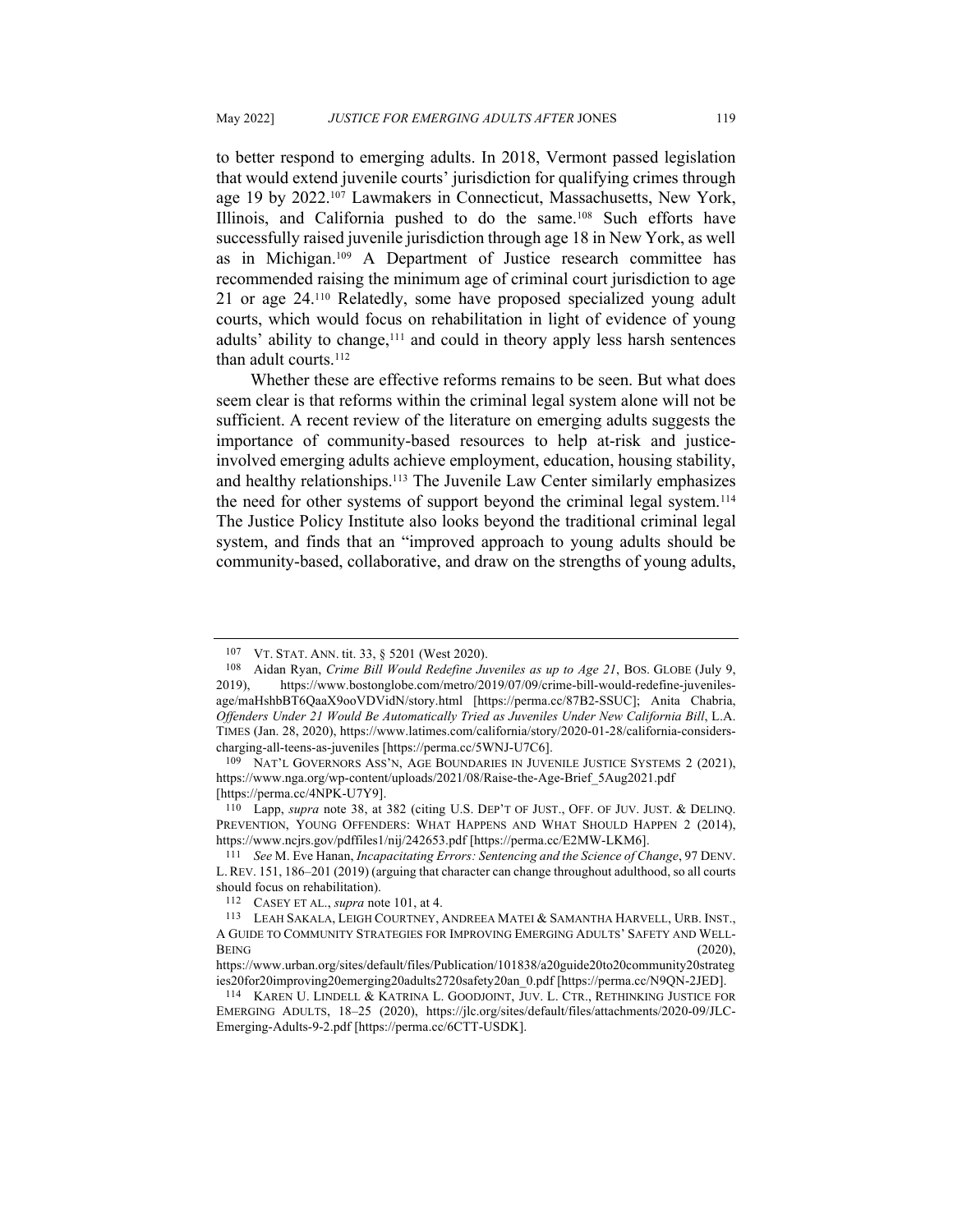to better respond to emerging adults. In 2018, Vermont passed legislation that would extend juvenile courts' jurisdiction for qualifying crimes through age 19 by 2022.[107] Lawmakers in Connecticut, Massachusetts, New York, Illinois, and California pushed to do the same.[108] Such efforts have successfully raised juvenile jurisdiction through age 18 in New York, as well as in Michigan.[109] A Department of Justice research committee has recommended raising the minimum age of criminal court jurisdiction to age 21 or age 24.[110] Relatedly, some have proposed specialized young adult courts, which would focus on rehabilitation in light of evidence of young adults' ability to change,[111] and could in theory apply less harsh sentences than adult courts.[112]

Whether these are effective reforms remains to be seen. But what does seem clear is that reforms within the criminal legal system alone will not be sufficient. A recent review of the literature on emerging adults suggests the importance of community-based resources to help at-risk and justice-involved emerging adults achieve employment, education, housing stability, and healthy relationships.[113] The Juvenile Law Center similarly emphasizes the need for other systems of support beyond the criminal legal system.[114] The Justice Policy Institute also looks beyond the traditional criminal legal system, and finds that an "improved approach to young adults should be community-based, collaborative, and draw on the strengths of young adults,

---

107 VT. STAT. ANN. tit. 33, § 5201 (West 2020).

108 Aidan Ryan, *Crime Bill Would Redefine Juveniles as up to Age 21*, BOS. GLOBE (July 9, 2019), https://www.bostonglobe.com/metro/2019/07/09/crime-bill-would-redefine-juveniles-age/maHshbBT6QaaX9ooVDVidN/story.html [https://perma.cc/87B2-SSUC]; Anita Chabria, *Offenders Under 21 Would Be Automatically Tried as Juveniles Under New California Bill*, L.A. TIMES (Jan. 28, 2020), https://www.latimes.com/california/story/2020-01-28/california-considers-charging-all-teens-as-juveniles [https://perma.cc/5WNJ-U7C6].

109 NAT'L GOVERNORS ASS'N, AGE BOUNDARIES IN JUVENILE JUSTICE SYSTEMS 2 (2021), https://www.nga.org/wp-content/uploads/2021/08/Raise-the-Age-Brief_5Aug2021.pdf [https://perma.cc/4NPK-U7Y9].

110 Lapp, *supra* note 38, at 382 (citing U.S. DEP'T OF JUST., OFF. OF JUV. JUST. & DELINQ. PREVENTION, YOUNG OFFENDERS: WHAT HAPPENS AND WHAT SHOULD HAPPEN 2 (2014), https://www.ncjrs.gov/pdffiles1/nij/242653.pdf [https://perma.cc/E2MW-LKM6].

111 *See* M. Eve Hanan, *Incapacitating Errors: Sentencing and the Science of Change*, 97 DENV. L. REV. 151, 186–201 (2019) (arguing that character can change throughout adulthood, so all courts should focus on rehabilitation).

112 CASEY ET AL., *supra* note 101, at 4.

113 LEAH SAKALA, LEIGH COURTNEY, ANDREEA MATEI & SAMANTHA HARVELL, URB. INST., A GUIDE TO COMMUNITY STRATEGIES FOR IMPROVING EMERGING ADULTS' SAFETY AND WELL-BEING (2020), https://www.urban.org/sites/default/files/Publication/101838/a20guide20to20community20strategies20for20improving20emerging20adults2720safety20an_0.pdf [https://perma.cc/N9QN-2JED].

114 KAREN U. LINDELL & KATRINA L. GOODJOINT, JUV. L. CTR., RETHINKING JUSTICE FOR EMERGING ADULTS, 18–25 (2020), https://jlc.org/sites/default/files/attachments/2020-09/JLC-Emerging-Adults-9-2.pdf [https://perma.cc/6CTT-USDK].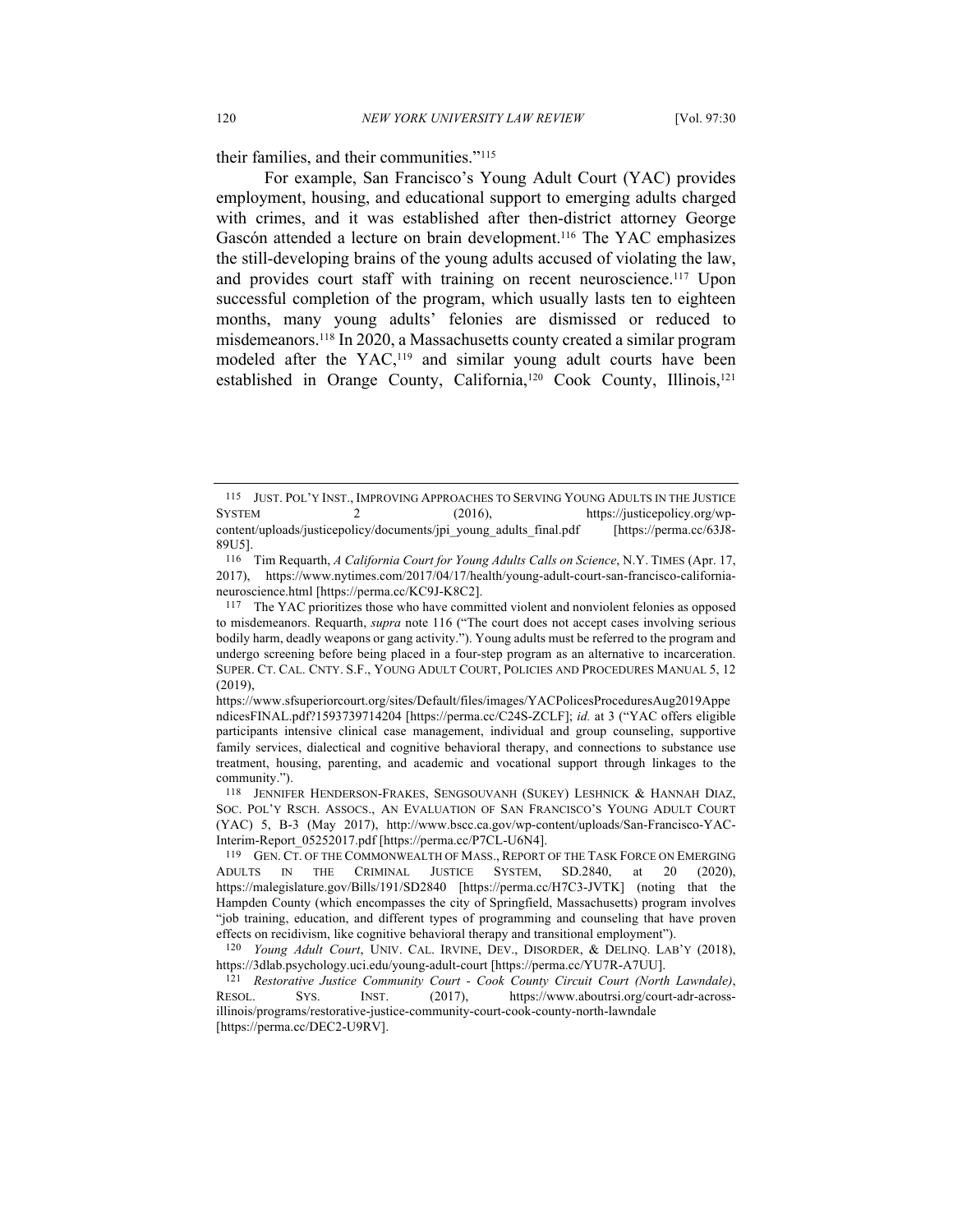their families, and their communities."[115]

For example, San Francisco's Young Adult Court (YAC) provides employment, housing, and educational support to emerging adults charged with crimes, and it was established after then-district attorney George Gascón attended a lecture on brain development.[116] The YAC emphasizes the still-developing brains of the young adults accused of violating the law, and provides court staff with training on recent neuroscience.[117] Upon successful completion of the program, which usually lasts ten to eighteen months, many young adults' felonies are dismissed or reduced to misdemeanors.[118] In 2020, a Massachusetts county created a similar program modeled after the YAC,[119] and similar young adult courts have been established in Orange County, California,[120] Cook County, Illinois,[121]

---

[115] JUST. POL'Y INST., IMPROVING APPROACHES TO SERVING YOUNG ADULTS IN THE JUSTICE SYSTEM 2 (2016), https://justicepolicy.org/wp-content/uploads/justicepolicy/documents/jpi_young_adults_final.pdf [https://perma.cc/63J8-89U5].

[116] Tim Requarth, *A California Court for Young Adults Calls on Science*, N.Y. TIMES (Apr. 17, 2017), https://www.nytimes.com/2017/04/17/health/young-adult-court-san-francisco-california-neuroscience.html [https://perma.cc/KC9J-K8C2].

[117] The YAC prioritizes those who have committed violent and nonviolent felonies as opposed to misdemeanors. Requarth, *supra* note 116 ("The court does not accept cases involving serious bodily harm, deadly weapons or gang activity."). Young adults must be referred to the program and undergo screening before being placed in a four-step program as an alternative to incarceration. SUPER. CT. CAL. CNTY. S.F., YOUNG ADULT COURT, POLICIES AND PROCEDURES MANUAL 5, 12 (2019), https://www.sfsuperiorcourt.org/sites/Default/files/images/YACPolicesProceduresAug2019AppendicesFINAL.pdf?1593739714204 [https://perma.cc/C24S-ZCLF]; *id.* at 3 ("YAC offers eligible participants intensive clinical case management, individual and group counseling, supportive family services, dialectical and cognitive behavioral therapy, and connections to substance use treatment, housing, parenting, and academic and vocational support through linkages to the community.").

[118] JENNIFER HENDERSON-FRAKES, SENGSOUVANH (SUKEY) LESHNICK & HANNAH DIAZ, SOC. POL'Y RSCH. ASSOCS., AN EVALUATION OF SAN FRANCISCO'S YOUNG ADULT COURT (YAC) 5, B-3 (May 2017), http://www.bscc.ca.gov/wp-content/uploads/San-Francisco-YAC-Interim-Report_05252017.pdf [https://perma.cc/P7CL-U6N4].

[119] GEN. CT. OF THE COMMONWEALTH OF MASS., REPORT OF THE TASK FORCE ON EMERGING ADULTS IN THE CRIMINAL JUSTICE SYSTEM, SD.2840, at 20 (2020), https://malegislature.gov/Bills/191/SD2840 [https://perma.cc/H7C3-JVTK] (noting that the Hampden County (which encompasses the city of Springfield, Massachusetts) program involves "job training, education, and different types of programming and counseling that have proven effects on recidivism, like cognitive behavioral therapy and transitional employment").

[120] *Young Adult Court*, UNIV. CAL. IRVINE, DEV., DISORDER, & DELINQ. LAB'Y (2018), https://3dlab.psychology.uci.edu/young-adult-court [https://perma.cc/YU7R-A7UU].

[121] *Restorative Justice Community Court - Cook County Circuit Court (North Lawndale)*, RESOL. SYS. INST. (2017), https://www.aboutrsi.org/court-adr-across-illinois/programs/restorative-justice-community-court-cook-county-north-lawndale [https://perma.cc/DEC2-U9RV].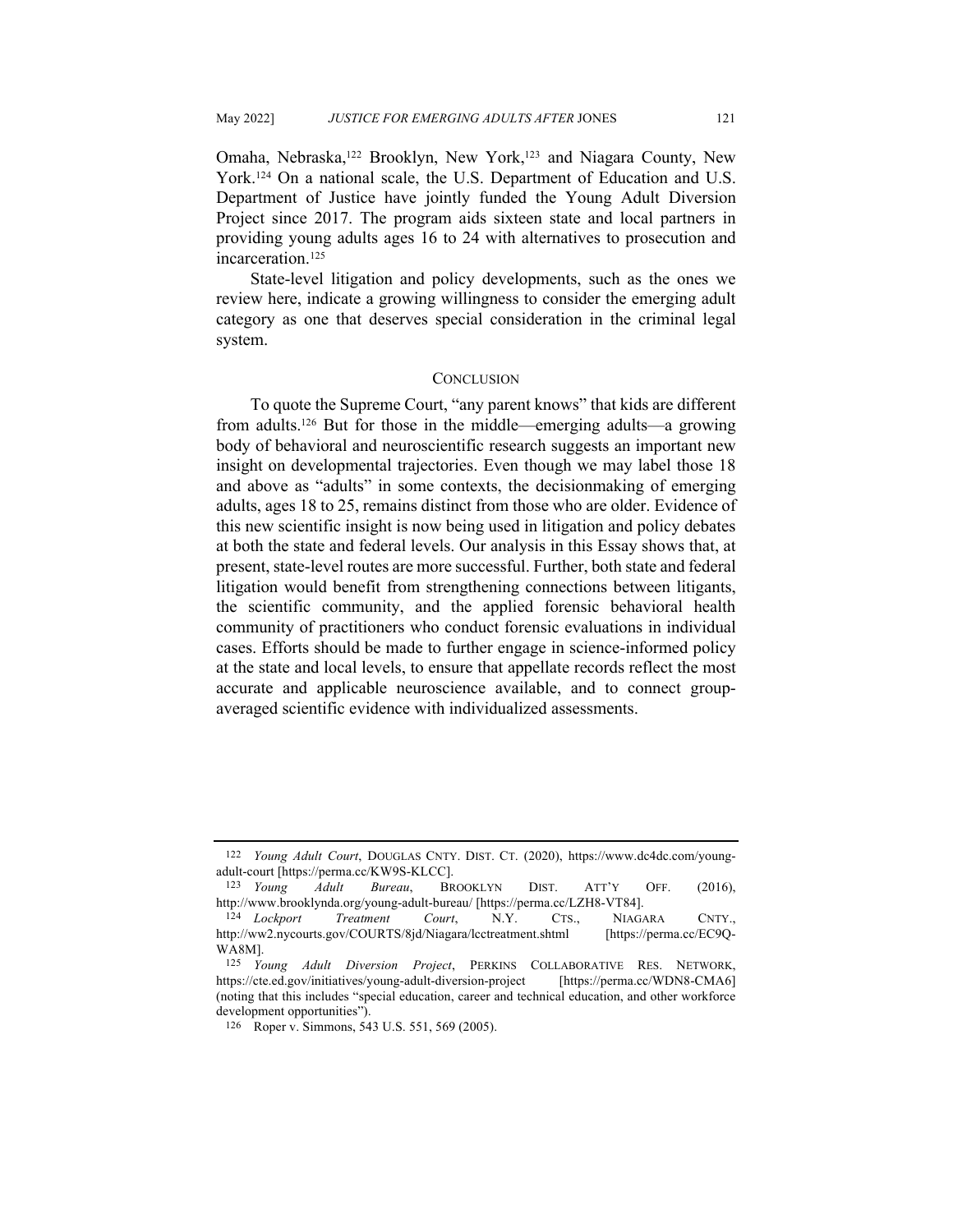Omaha, Nebraska,[122] Brooklyn, New York,[123] and Niagara County, New York.[124] On a national scale, the U.S. Department of Education and U.S. Department of Justice have jointly funded the Young Adult Diversion Project since 2017. The program aids sixteen state and local partners in providing young adults ages 16 to 24 with alternatives to prosecution and incarceration.[125]

State-level litigation and policy developments, such as the ones we review here, indicate a growing willingness to consider the emerging adult category as one that deserves special consideration in the criminal legal system.

## CONCLUSION

To quote the Supreme Court, "any parent knows" that kids are different from adults.[126] But for those in the middle—emerging adults—a growing body of behavioral and neuroscientific research suggests an important new insight on developmental trajectories. Even though we may label those 18 and above as "adults" in some contexts, the decisionmaking of emerging adults, ages 18 to 25, remains distinct from those who are older. Evidence of this new scientific insight is now being used in litigation and policy debates at both the state and federal levels. Our analysis in this Essay shows that, at present, state-level routes are more successful. Further, both state and federal litigation would benefit from strengthening connections between litigants, the scientific community, and the applied forensic behavioral health community of practitioners who conduct forensic evaluations in individual cases. Efforts should be made to further engage in science-informed policy at the state and local levels, to ensure that appellate records reflect the most accurate and applicable neuroscience available, and to connect group-averaged scientific evidence with individualized assessments.

---

122 *Young Adult Court*, DOUGLAS CNTY. DIST. CT. (2020), https://www.dc4dc.com/young-adult-court [https://perma.cc/KW9S-KLCC].

123 *Young Adult Bureau*, BROOKLYN DIST. ATT'Y OFF. (2016), http://www.brooklynda.org/young-adult-bureau/ [https://perma.cc/LZH8-VT84].

124 *Lockport Treatment Court*, N.Y. CTS., NIAGARA CNTY., http://ww2.nycourts.gov/COURTS/8jd/Niagara/lcctreatment.shtml [https://perma.cc/EC9Q-WA8M].

125 *Young Adult Diversion Project*, PERKINS COLLABORATIVE RES. NETWORK, https://cte.ed.gov/initiatives/young-adult-diversion-project [https://perma.cc/WDN8-CMA6] (noting that this includes "special education, career and technical education, and other workforce development opportunities").

126 Roper v. Simmons, 543 U.S. 551, 569 (2005).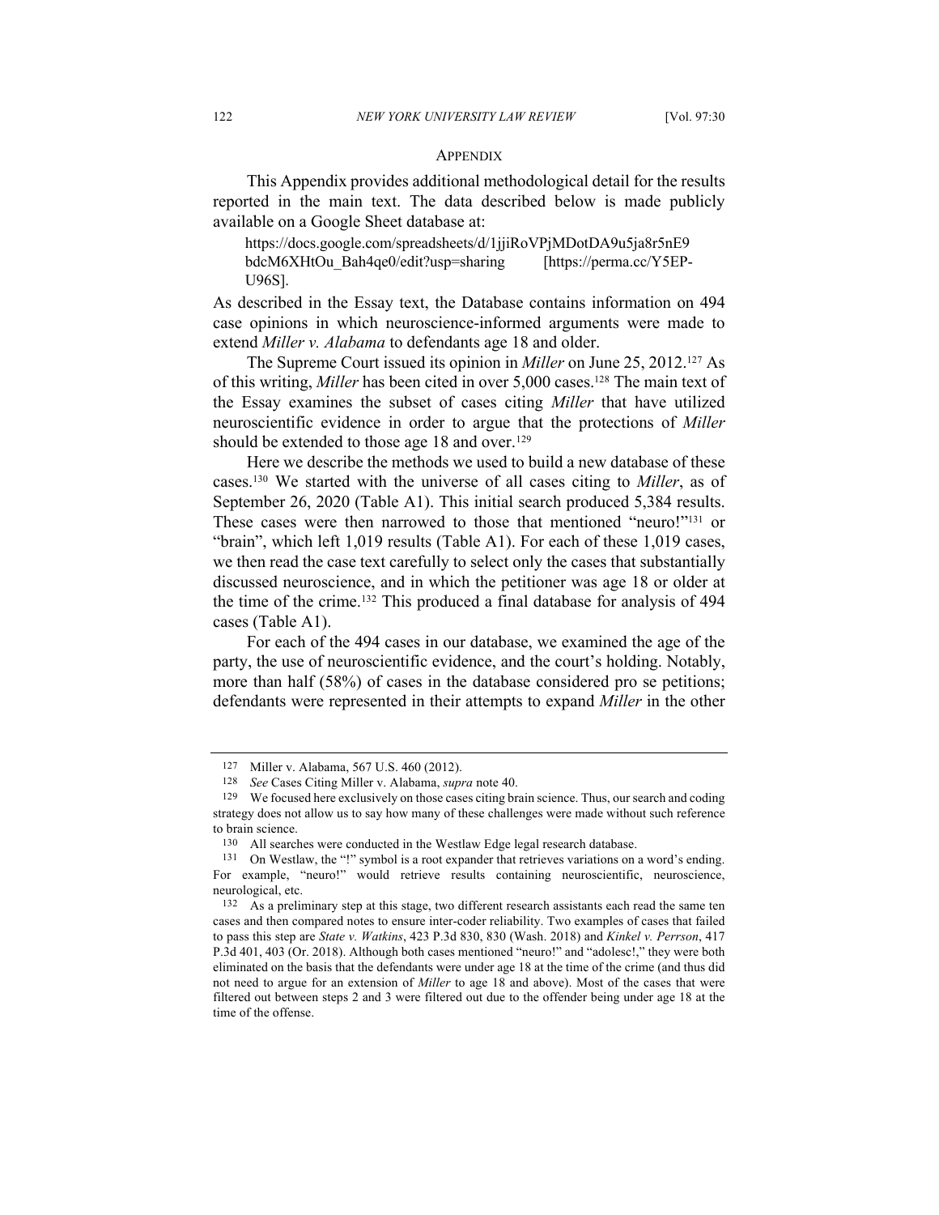## APPENDIX

This Appendix provides additional methodological detail for the results reported in the main text. The data described below is made publicly available on a Google Sheet database at:

> https://docs.google.com/spreadsheets/d/1jjiRoVPjMDotDA9u5ja8r5nE9bdcM6XHtOu_Bah4qe0/edit?usp=sharing [https://perma.cc/Y5EP-U96S].

As described in the Essay text, the Database contains information on 494 case opinions in which neuroscience-informed arguments were made to extend *Miller v. Alabama* to defendants age 18 and older.

The Supreme Court issued its opinion in *Miller* on June 25, 2012.[127] As of this writing, *Miller* has been cited in over 5,000 cases.[128] The main text of the Essay examines the subset of cases citing *Miller* that have utilized neuroscientific evidence in order to argue that the protections of *Miller* should be extended to those age 18 and over.[129]

Here we describe the methods we used to build a new database of these cases.[130] We started with the universe of all cases citing to *Miller*, as of September 26, 2020 (Table A1). This initial search produced 5,384 results. These cases were then narrowed to those that mentioned "neuro!"[131] or "brain", which left 1,019 results (Table A1). For each of these 1,019 cases, we then read the case text carefully to select only the cases that substantially discussed neuroscience, and in which the petitioner was age 18 or older at the time of the crime.[132] This produced a final database for analysis of 494 cases (Table A1).

For each of the 494 cases in our database, we examined the age of the party, the use of neuroscientific evidence, and the court's holding. Notably, more than half (58%) of cases in the database considered pro se petitions; defendants were represented in their attempts to expand *Miller* in the other

---

[127] Miller v. Alabama, 567 U.S. 460 (2012).

[128] *See* Cases Citing Miller v. Alabama, *supra* note 40.

[129] We focused here exclusively on those cases citing brain science. Thus, our search and coding strategy does not allow us to say how many of these challenges were made without such reference to brain science.

[130] All searches were conducted in the Westlaw Edge legal research database.

[131] On Westlaw, the "!" symbol is a root expander that retrieves variations on a word's ending. For example, "neuro!" would retrieve results containing neuroscientific, neuroscience, neurological, etc.

[132] As a preliminary step at this stage, two different research assistants each read the same ten cases and then compared notes to ensure inter-coder reliability. Two examples of cases that failed to pass this step are *State v. Watkins*, 423 P.3d 830, 830 (Wash. 2018) and *Kinkel v. Perrson*, 417 P.3d 401, 403 (Or. 2018). Although both cases mentioned "neuro!" and "adolesc!," they were both eliminated on the basis that the defendants were under age 18 at the time of the crime (and thus did not need to argue for an extension of *Miller* to age 18 and above). Most of the cases that were filtered out between steps 2 and 3 were filtered out due to the offender being under age 18 at the time of the offense.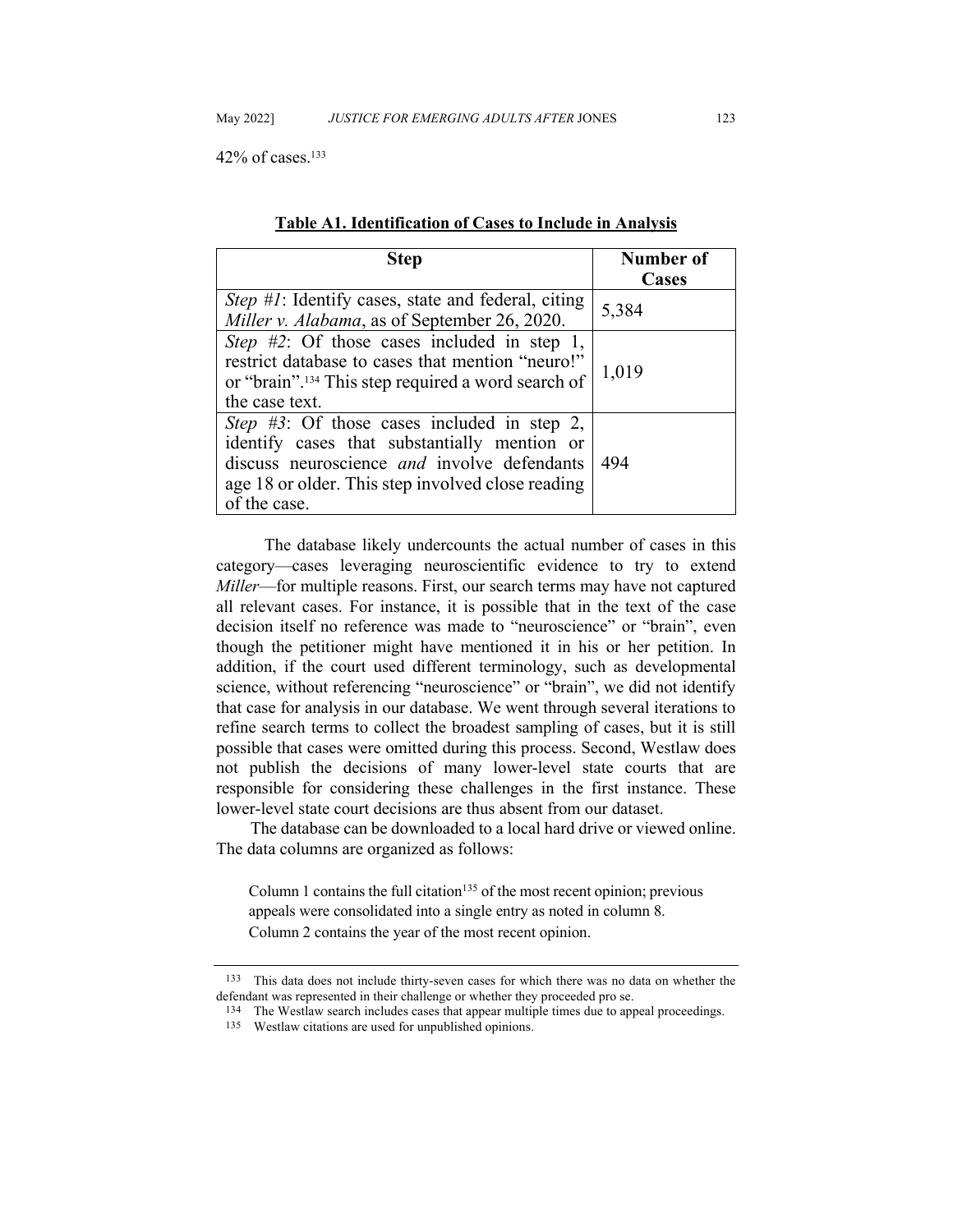42% of cases.[133]

**Table A1. Identification of Cases to Include in Analysis**

| Step | Number of Cases |
|---|---|
| *Step #1*: Identify cases, state and federal, citing *Miller v. Alabama*, as of September 26, 2020. | 5,384 |
| *Step #2*: Of those cases included in step 1, restrict database to cases that mention "neuro!" or "brain".[134] This step required a word search of the case text. | 1,019 |
| *Step #3*: Of those cases included in step 2, identify cases that substantially mention or discuss neuroscience *and* involve defendants age 18 or older. This step involved close reading of the case. | 494 |

The database likely undercounts the actual number of cases in this category—cases leveraging neuroscientific evidence to try to extend *Miller*—for multiple reasons. First, our search terms may have not captured all relevant cases. For instance, it is possible that in the text of the case decision itself no reference was made to "neuroscience" or "brain", even though the petitioner might have mentioned it in his or her petition. In addition, if the court used different terminology, such as developmental science, without referencing "neuroscience" or "brain", we did not identify that case for analysis in our database. We went through several iterations to refine search terms to collect the broadest sampling of cases, but it is still possible that cases were omitted during this process. Second, Westlaw does not publish the decisions of many lower-level state courts that are responsible for considering these challenges in the first instance. These lower-level state court decisions are thus absent from our dataset.

The database can be downloaded to a local hard drive or viewed online. The data columns are organized as follows:

> Column 1 contains the full citation[135] of the most recent opinion; previous appeals were consolidated into a single entry as noted in column 8.
>
> Column 2 contains the year of the most recent opinion.

---

[133] This data does not include thirty-seven cases for which there was no data on whether the defendant was represented in their challenge or whether they proceeded pro se.

[134] The Westlaw search includes cases that appear multiple times due to appeal proceedings.

[135] Westlaw citations are used for unpublished opinions.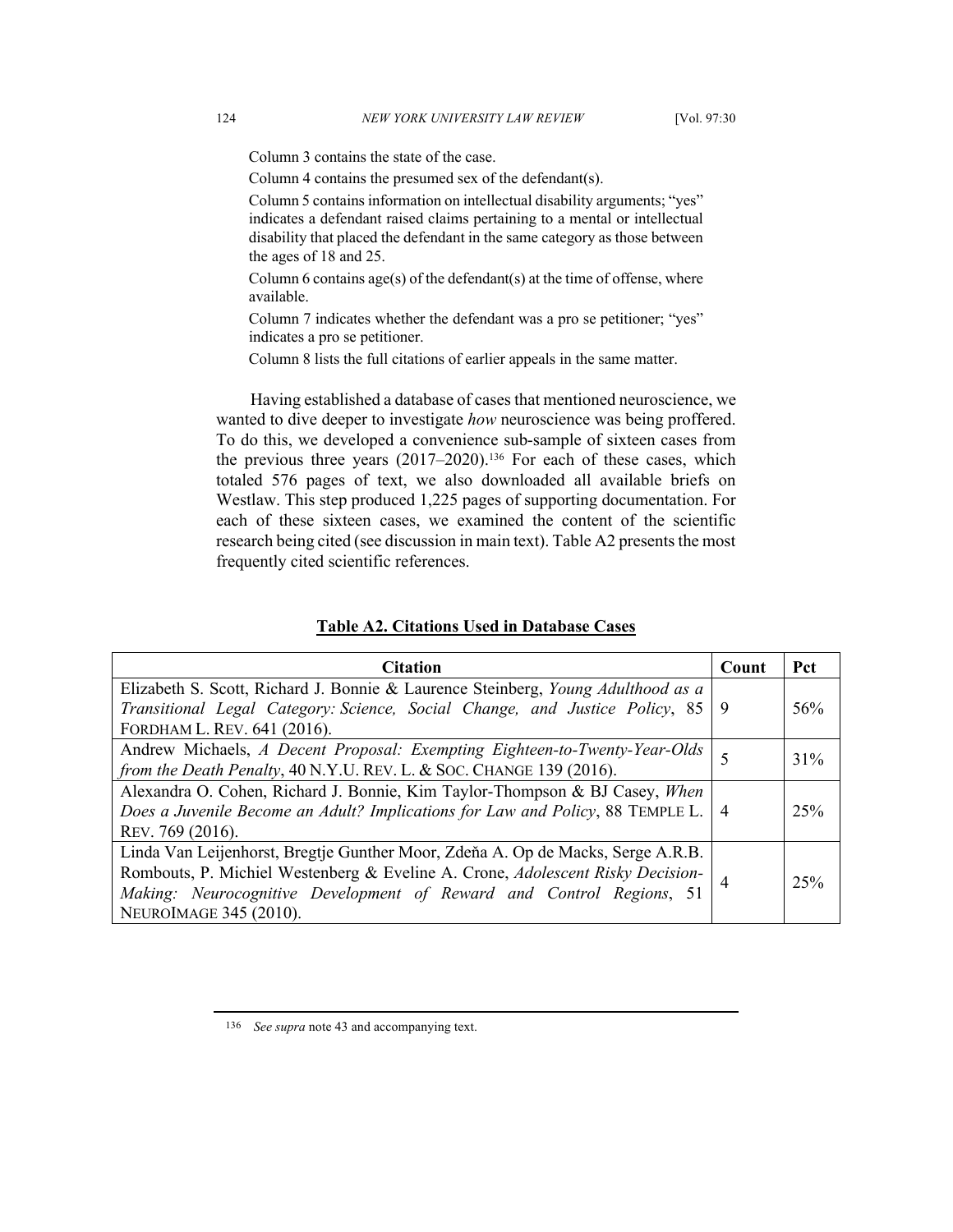Column 3 contains the state of the case.

Column 4 contains the presumed sex of the defendant(s).

Column 5 contains information on intellectual disability arguments; "yes" indicates a defendant raised claims pertaining to a mental or intellectual disability that placed the defendant in the same category as those between the ages of 18 and 25.

Column 6 contains age(s) of the defendant(s) at the time of offense, where available.

Column 7 indicates whether the defendant was a pro se petitioner; "yes" indicates a pro se petitioner.

Column 8 lists the full citations of earlier appeals in the same matter.

Having established a database of cases that mentioned neuroscience, we wanted to dive deeper to investigate *how* neuroscience was being proffered. To do this, we developed a convenience sub-sample of sixteen cases from the previous three years (2017–2020).[136] For each of these cases, which totaled 576 pages of text, we also downloaded all available briefs on Westlaw. This step produced 1,225 pages of supporting documentation. For each of these sixteen cases, we examined the content of the scientific research being cited (see discussion in main text). Table A2 presents the most frequently cited scientific references.

**Table A2. Citations Used in Database Cases**

| Citation | Count | Pct |
|---|---|---|
| Elizabeth S. Scott, Richard J. Bonnie & Laurence Steinberg, *Young Adulthood as a Transitional Legal Category: Science, Social Change, and Justice Policy*, 85 FORDHAM L. REV. 641 (2016). | 9 | 56% |
| Andrew Michaels, *A Decent Proposal: Exempting Eighteen-to-Twenty-Year-Olds from the Death Penalty*, 40 N.Y.U. REV. L. & SOC. CHANGE 139 (2016). | 5 | 31% |
| Alexandra O. Cohen, Richard J. Bonnie, Kim Taylor-Thompson & BJ Casey, *When Does a Juvenile Become an Adult? Implications for Law and Policy*, 88 TEMPLE L. REV. 769 (2016). | 4 | 25% |
| Linda Van Leijenhorst, Bregtje Gunther Moor, Zdeňa A. Op de Macks, Serge A.R.B. Rombouts, P. Michiel Westenberg & Eveline A. Crone, *Adolescent Risky Decision-Making: Neurocognitive Development of Reward and Control Regions*, 51 NEUROIMAGE 345 (2010). | 4 | 25% |

[136] *See supra* note 43 and accompanying text.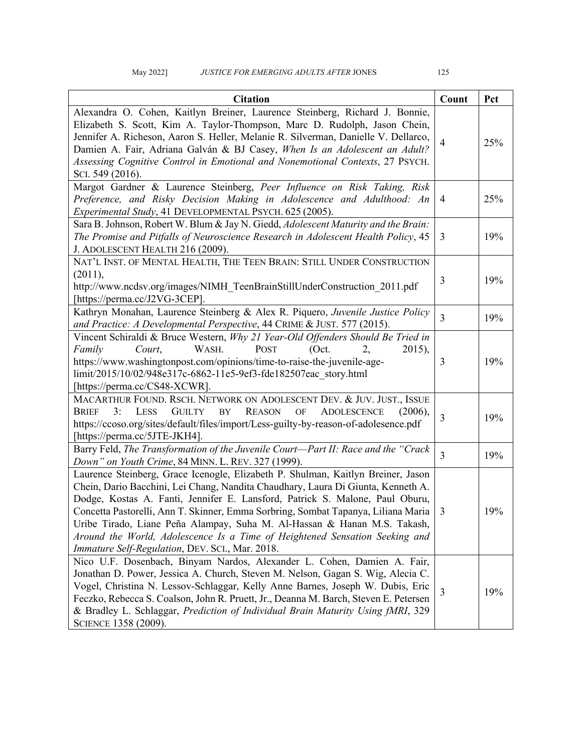| Citation | Count | Pct |
|---|---|---|
| Alexandra O. Cohen, Kaitlyn Breiner, Laurence Steinberg, Richard J. Bonnie, Elizabeth S. Scott, Kim A. Taylor-Thompson, Marc D. Rudolph, Jason Chein, Jennifer A. Richeson, Aaron S. Heller, Melanie R. Silverman, Danielle V. Dellarco, Damien A. Fair, Adriana Galván & BJ Casey, *When Is an Adolescent an Adult? Assessing Cognitive Control in Emotional and Nonemotional Contexts*, 27 PSYCH. SCI. 549 (2016). | 4 | 25% |
| Margot Gardner & Laurence Steinberg, *Peer Influence on Risk Taking, Risk Preference, and Risky Decision Making in Adolescence and Adulthood: An Experimental Study*, 41 DEVELOPMENTAL PSYCH. 625 (2005). | 4 | 25% |
| Sara B. Johnson, Robert W. Blum & Jay N. Giedd, *Adolescent Maturity and the Brain: The Promise and Pitfalls of Neuroscience Research in Adolescent Health Policy*, 45 J. ADOLESCENT HEALTH 216 (2009). | 3 | 19% |
| NAT'L INST. OF MENTAL HEALTH, THE TEEN BRAIN: STILL UNDER CONSTRUCTION (2011), http://www.ncdsv.org/images/NIMH_TeenBrainStillUnderConstruction_2011.pdf [https://perma.cc/J2VG-3CEP]. | 3 | 19% |
| Kathryn Monahan, Laurence Steinberg & Alex R. Piquero, *Juvenile Justice Policy and Practice: A Developmental Perspective*, 44 CRIME & JUST. 577 (2015). | 3 | 19% |
| Vincent Schiraldi & Bruce Western, *Why 21 Year-Old Offenders Should Be Tried in Family Court*, WASH. POST (Oct. 2, 2015), https://www.washingtonpost.com/opinions/time-to-raise-the-juvenile-age-limit/2015/10/02/948e317c-6862-11e5-9ef3-fde182507eac_story.html [https://perma.cc/CS48-XCWR]. | 3 | 19% |
| MACARTHUR FOUND. RSCH. NETWORK ON ADOLESCENT DEV. & JUV. JUST., ISSUE BRIEF 3: LESS GUILTY BY REASON OF ADOLESCENCE (2006), https://ccoso.org/sites/default/files/import/Less-guilty-by-reason-of-adolesence.pdf [https://perma.cc/5JTE-JKH4]. | 3 | 19% |
| Barry Feld, *The Transformation of the Juvenile Court—Part II: Race and the "Crack Down" on Youth Crime*, 84 MINN. L. REV. 327 (1999). | 3 | 19% |
| Laurence Steinberg, Grace Icenogle, Elizabeth P. Shulman, Kaitlyn Breiner, Jason Chein, Dario Bacchini, Lei Chang, Nandita Chaudhary, Laura Di Giunta, Kenneth A. Dodge, Kostas A. Fanti, Jennifer E. Lansford, Patrick S. Malone, Paul Oburu, Concetta Pastorelli, Ann T. Skinner, Emma Sorbring, Sombat Tapanya, Liliana Maria Uribe Tirado, Liane Peña Alampay, Suha M. Al-Hassan & Hanan M.S. Takash, *Around the World, Adolescence Is a Time of Heightened Sensation Seeking and Immature Self-Regulation*, DEV. SCI., Mar. 2018. | 3 | 19% |
| Nico U.F. Dosenbach, Binyam Nardos, Alexander L. Cohen, Damien A. Fair, Jonathan D. Power, Jessica A. Church, Steven M. Nelson, Gagan S. Wig, Alecia C. Vogel, Christina N. Lessov-Schlaggar, Kelly Anne Barnes, Joseph W. Dubis, Eric Feczko, Rebecca S. Coalson, John R. Pruett, Jr., Deanna M. Barch, Steven E. Petersen & Bradley L. Schlaggar, *Prediction of Individual Brain Maturity Using fMRI*, 329 SCIENCE 1358 (2009). | 3 | 19% |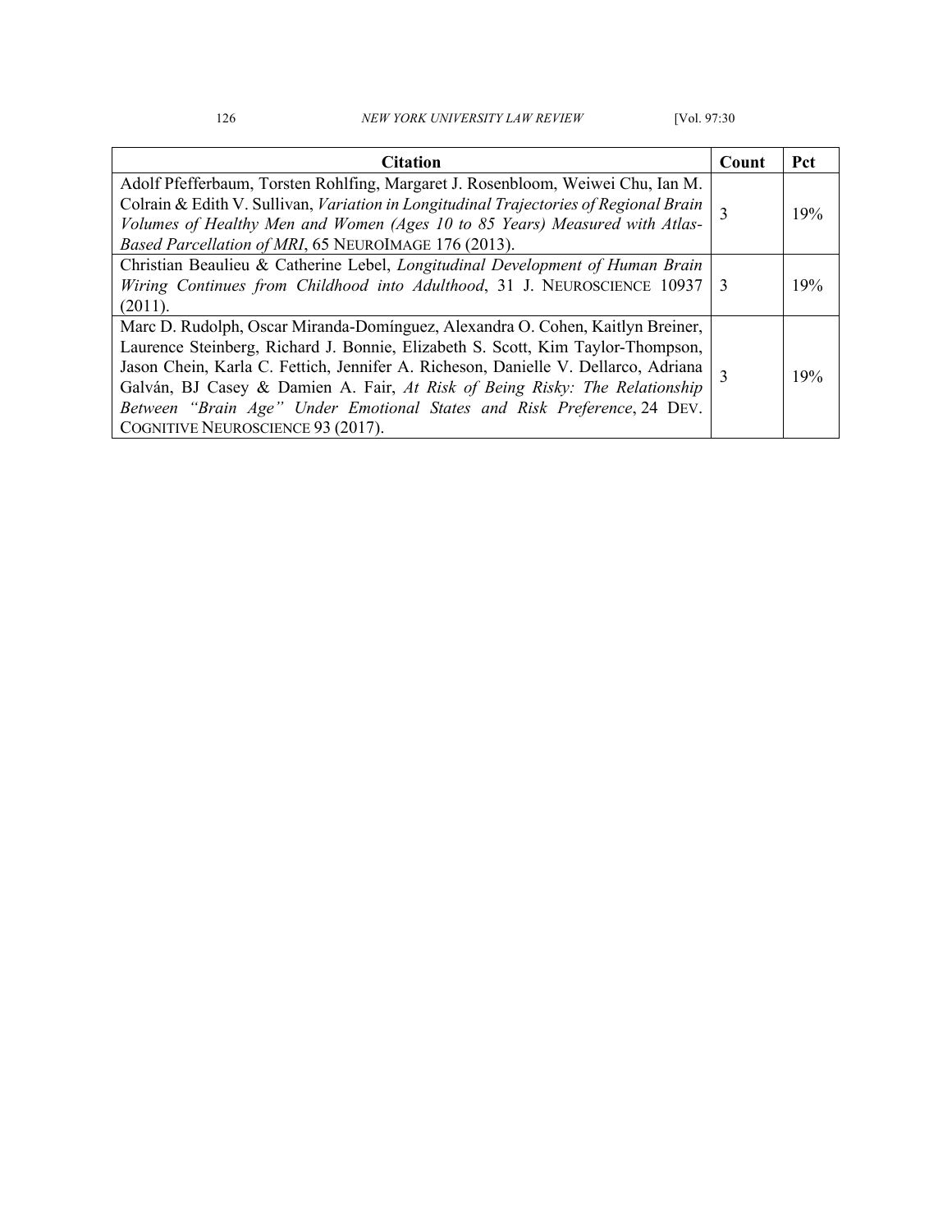| Citation | Count | Pct |
|---|---|---|
| Adolf Pfefferbaum, Torsten Rohlfing, Margaret J. Rosenbloom, Weiwei Chu, Ian M. Colrain & Edith V. Sullivan, *Variation in Longitudinal Trajectories of Regional Brain Volumes of Healthy Men and Women (Ages 10 to 85 Years) Measured with Atlas-Based Parcellation of MRI*, 65 NEUROIMAGE 176 (2013). | 3 | 19% |
| Christian Beaulieu & Catherine Lebel, *Longitudinal Development of Human Brain Wiring Continues from Childhood into Adulthood*, 31 J. NEUROSCIENCE 10937 (2011). | 3 | 19% |
| Marc D. Rudolph, Oscar Miranda-Domínguez, Alexandra O. Cohen, Kaitlyn Breiner, Laurence Steinberg, Richard J. Bonnie, Elizabeth S. Scott, Kim Taylor-Thompson, Jason Chein, Karla C. Fettich, Jennifer A. Richeson, Danielle V. Dellarco, Adriana Galván, BJ Casey & Damien A. Fair, *At Risk of Being Risky: The Relationship Between "Brain Age" Under Emotional States and Risk Preference*, 24 DEV. COGNITIVE NEUROSCIENCE 93 (2017). | 3 | 19% |